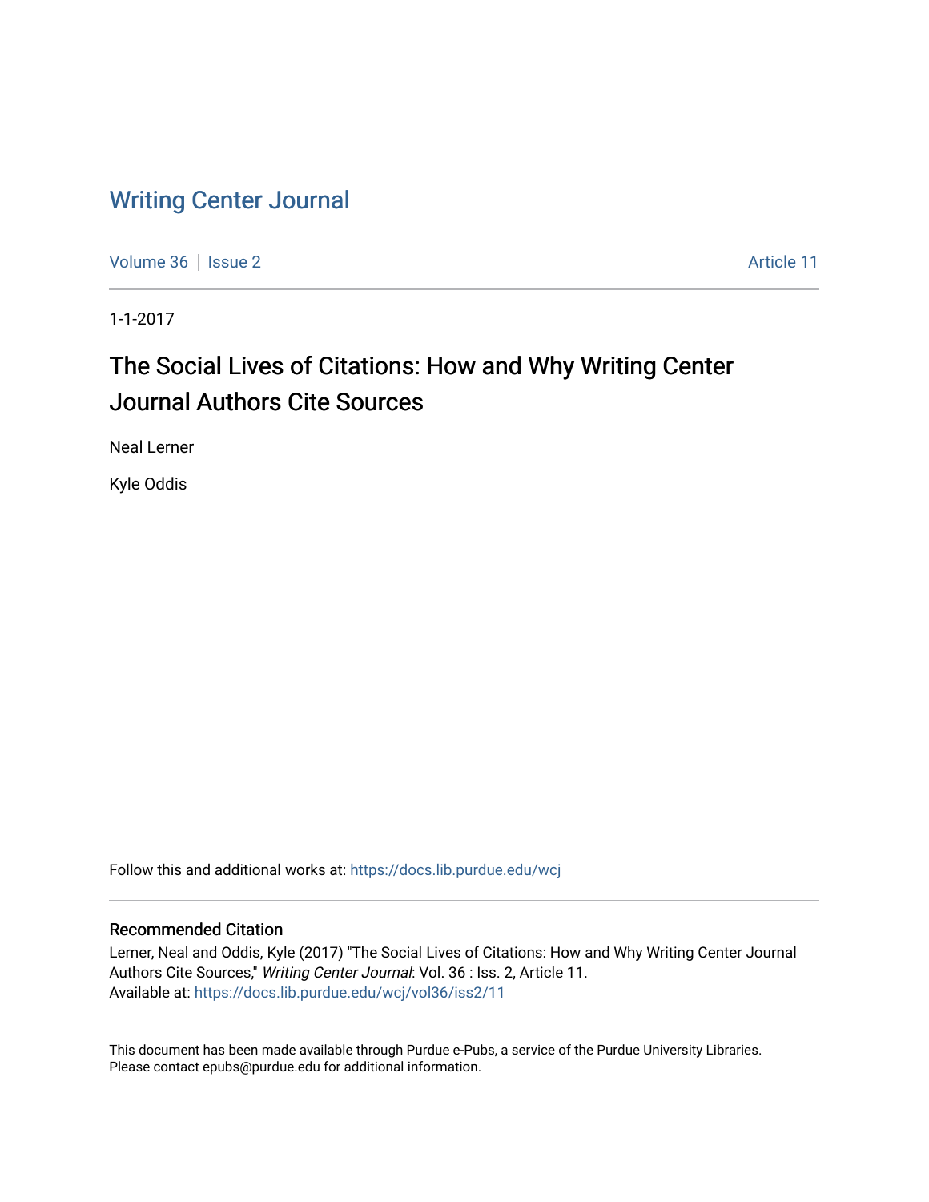# Writing Center Journal

Volume 36 | Issue 2 Article 11

1-1-2017

## The Social Lives of Citations: How and Why Writing Center Journal Authors Cite Sources

Neal Lerner

Kyle Oddis

Follow this and additional works at: https://docs.lib.purdue.edu/wcj

### Recommended Citation

Lerner, Neal and Oddis, Kyle (2017) "The Social Lives of Citations: How and Why Writing Center Journal Authors Cite Sources," *Writing Center Journal*: Vol. 36 : Iss. 2, Article 11.
Available at: https://docs.lib.purdue.edu/wcj/vol36/iss2/11

This document has been made available through Purdue e-Pubs, a service of the Purdue University Libraries. Please contact epubs@purdue.edu for additional information.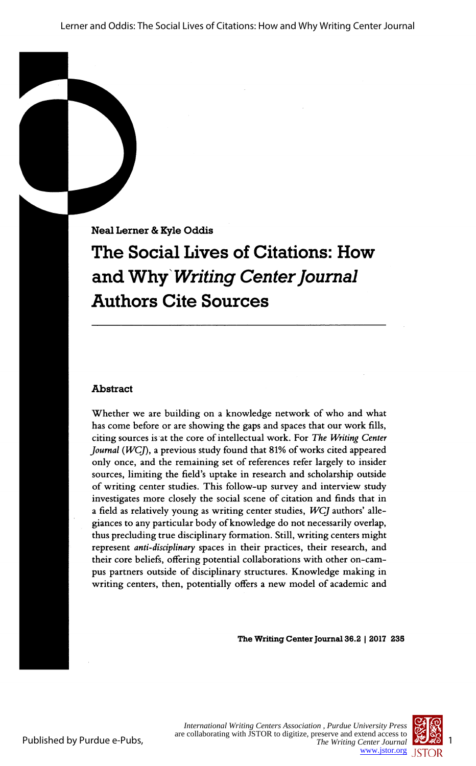Neal Lerner & Kyle Oddis

# The Social Lives of Citations: How and Why *Writing Center Journal* Authors Cite Sources

## Abstract

Whether we are building on a knowledge network of who and what has come before or are showing the gaps and spaces that our work fills, citing sources is at the core of intellectual work. For *The Writing Center Journal* (*WCJ*), a previous study found that 81% of works cited appeared only once, and the remaining set of references refer largely to insider sources, limiting the field's uptake in research and scholarship outside of writing center studies. This follow-up survey and interview study investigates more closely the social scene of citation and finds that in a field as relatively young as writing center studies, *WCJ* authors' allegiances to any particular body of knowledge do not necessarily overlap, thus precluding true disciplinary formation. Still, writing centers might represent *anti-disciplinary* spaces in their practices, their research, and their core beliefs, offering potential collaborations with other on-campus partners outside of disciplinary structures. Knowledge making in writing centers, then, potentially offers a new model of academic and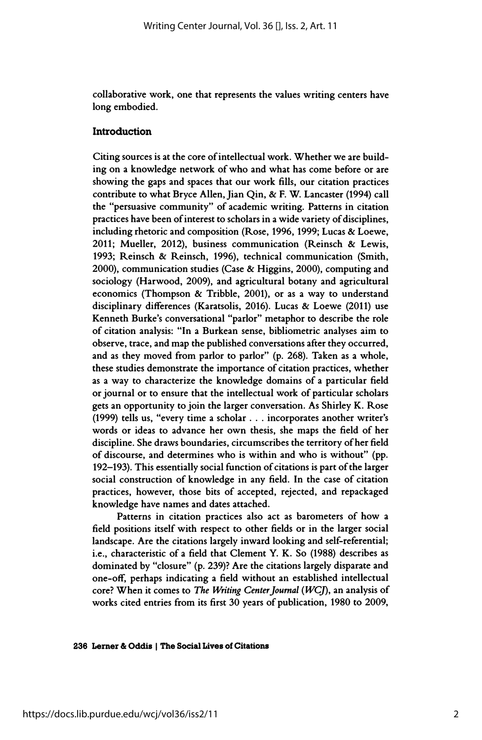collaborative work, one that represents the values writing centers have long embodied.

## Introduction

Citing sources is at the core of intellectual work. Whether we are building on a knowledge network of who and what has come before or are showing the gaps and spaces that our work fills, our citation practices contribute to what Bryce Allen, Jian Qin, & F. W. Lancaster (1994) call the "persuasive community" of academic writing. Patterns in citation practices have been of interest to scholars in a wide variety of disciplines, including rhetoric and composition (Rose, 1996, 1999; Lucas & Loewe, 2011; Mueller, 2012), business communication (Reinsch & Lewis, 1993; Reinsch & Reinsch, 1996), technical communication (Smith, 2000), communication studies (Case & Higgins, 2000), computing and sociology (Harwood, 2009), and agricultural botany and agricultural economics (Thompson & Tribble, 2001), or as a way to understand disciplinary differences (Karatsolis, 2016). Lucas & Loewe (2011) use Kenneth Burke's conversational "parlor" metaphor to describe the role of citation analysis: "In a Burkean sense, bibliometric analyses aim to observe, trace, and map the published conversations after they occurred, and as they moved from parlor to parlor" (p. 268). Taken as a whole, these studies demonstrate the importance of citation practices, whether as a way to characterize the knowledge domains of a particular field or journal or to ensure that the intellectual work of particular scholars gets an opportunity to join the larger conversation. As Shirley K. Rose (1999) tells us, "every time a scholar . . . incorporates another writer's words or ideas to advance her own thesis, she maps the field of her discipline. She draws boundaries, circumscribes the territory of her field of discourse, and determines who is within and who is without" (pp. 192–193). This essentially social function of citations is part of the larger social construction of knowledge in any field. In the case of citation practices, however, those bits of accepted, rejected, and repackaged knowledge have names and dates attached.

Patterns in citation practices also act as barometers of how a field positions itself with respect to other fields or in the larger social landscape. Are the citations largely inward looking and self-referential; i.e., characteristic of a field that Clement Y. K. So (1988) describes as dominated by "closure" (p. 239)? Are the citations largely disparate and one-off, perhaps indicating a field without an established intellectual core? When it comes to *The Writing Center Journal* (*WCJ*), an analysis of works cited entries from its first 30 years of publication, 1980 to 2009,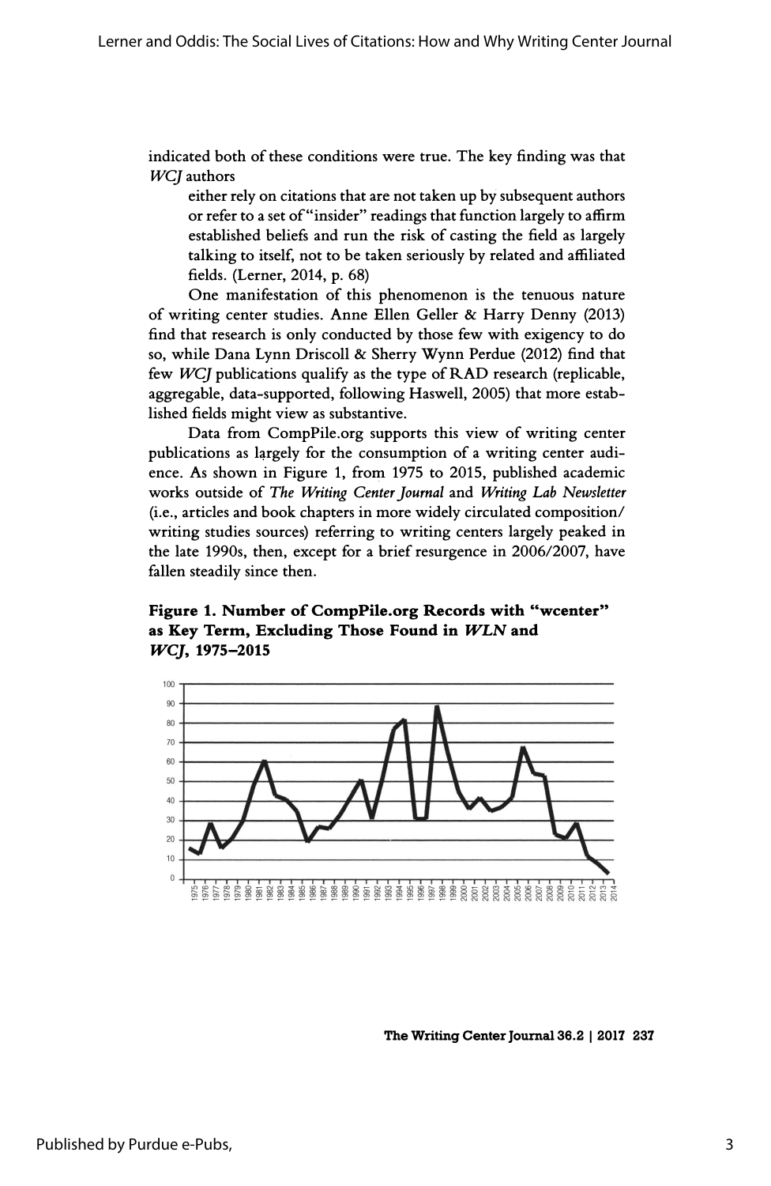indicated both of these conditions were true. The key finding was that *WCJ* authors

> either rely on citations that are not taken up by subsequent authors or refer to a set of "insider" readings that function largely to affirm established beliefs and run the risk of casting the field as largely talking to itself, not to be taken seriously by related and affiliated fields. (Lerner, 2014, p. 68)

One manifestation of this phenomenon is the tenuous nature of writing center studies. Anne Ellen Geller & Harry Denny (2013) find that research is only conducted by those few with exigency to do so, while Dana Lynn Driscoll & Sherry Wynn Perdue (2012) find that few *WCJ* publications qualify as the type of RAD research (replicable, aggregable, data-supported, following Haswell, 2005) that more established fields might view as substantive.

Data from CompPile.org supports this view of writing center publications as largely for the consumption of a writing center audience. As shown in Figure 1, from 1975 to 2015, published academic works outside of *The Writing Center Journal* and *Writing Lab Newsletter* (i.e., articles and book chapters in more widely circulated composition/writing studies sources) referring to writing centers largely peaked in the late 1990s, then, except for a brief resurgence in 2006/2007, have fallen steadily since then.

**Figure 1. Number of CompPile.org Records with "wcenter" as Key Term, Excluding Those Found in *WLN* and *WCJ*, 1975–2015**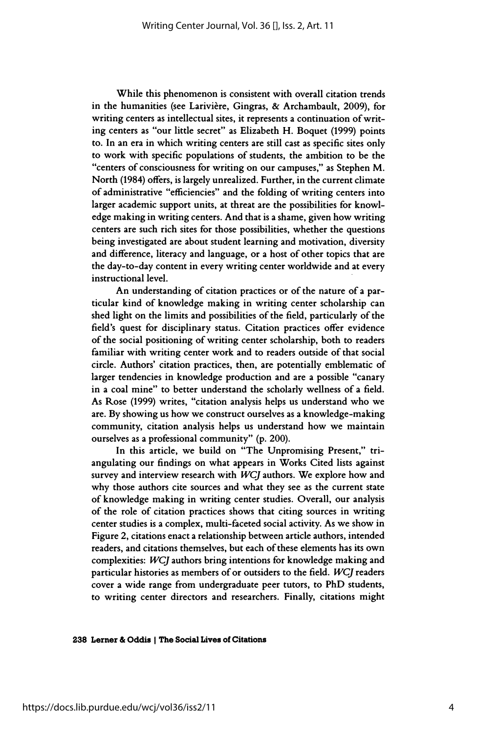While this phenomenon is consistent with overall citation trends in the humanities (see Larivière, Gingras, & Archambault, 2009), for writing centers as intellectual sites, it represents a continuation of writing centers as "our little secret" as Elizabeth H. Boquet (1999) points to. In an era in which writing centers are still cast as specific sites only to work with specific populations of students, the ambition to be the "centers of consciousness for writing on our campuses," as Stephen M. North (1984) offers, is largely unrealized. Further, in the current climate of administrative "efficiencies" and the folding of writing centers into larger academic support units, at threat are the possibilities for knowledge making in writing centers. And that is a shame, given how writing centers are such rich sites for those possibilities, whether the questions being investigated are about student learning and motivation, diversity and difference, literacy and language, or a host of other topics that are the day-to-day content in every writing center worldwide and at every instructional level.

An understanding of citation practices or of the nature of a particular kind of knowledge making in writing center scholarship can shed light on the limits and possibilities of the field, particularly of the field's quest for disciplinary status. Citation practices offer evidence of the social positioning of writing center scholarship, both to readers familiar with writing center work and to readers outside of that social circle. Authors' citation practices, then, are potentially emblematic of larger tendencies in knowledge production and are a possible "canary in a coal mine" to better understand the scholarly wellness of a field. As Rose (1999) writes, "citation analysis helps us understand who we are. By showing us how we construct ourselves as a knowledge-making community, citation analysis helps us understand how we maintain ourselves as a professional community" (p. 200).

In this article, we build on "The Unpromising Present," triangulating our findings on what appears in Works Cited lists against survey and interview research with *WCJ* authors. We explore how and why those authors cite sources and what they see as the current state of knowledge making in writing center studies. Overall, our analysis of the role of citation practices shows that citing sources in writing center studies is a complex, multi-faceted social activity. As we show in Figure 2, citations enact a relationship between article authors, intended readers, and citations themselves, but each of these elements has its own complexities: *WCJ* authors bring intentions for knowledge making and particular histories as members of or outsiders to the field. *WCJ* readers cover a wide range from undergraduate peer tutors, to PhD students, to writing center directors and researchers. Finally, citations might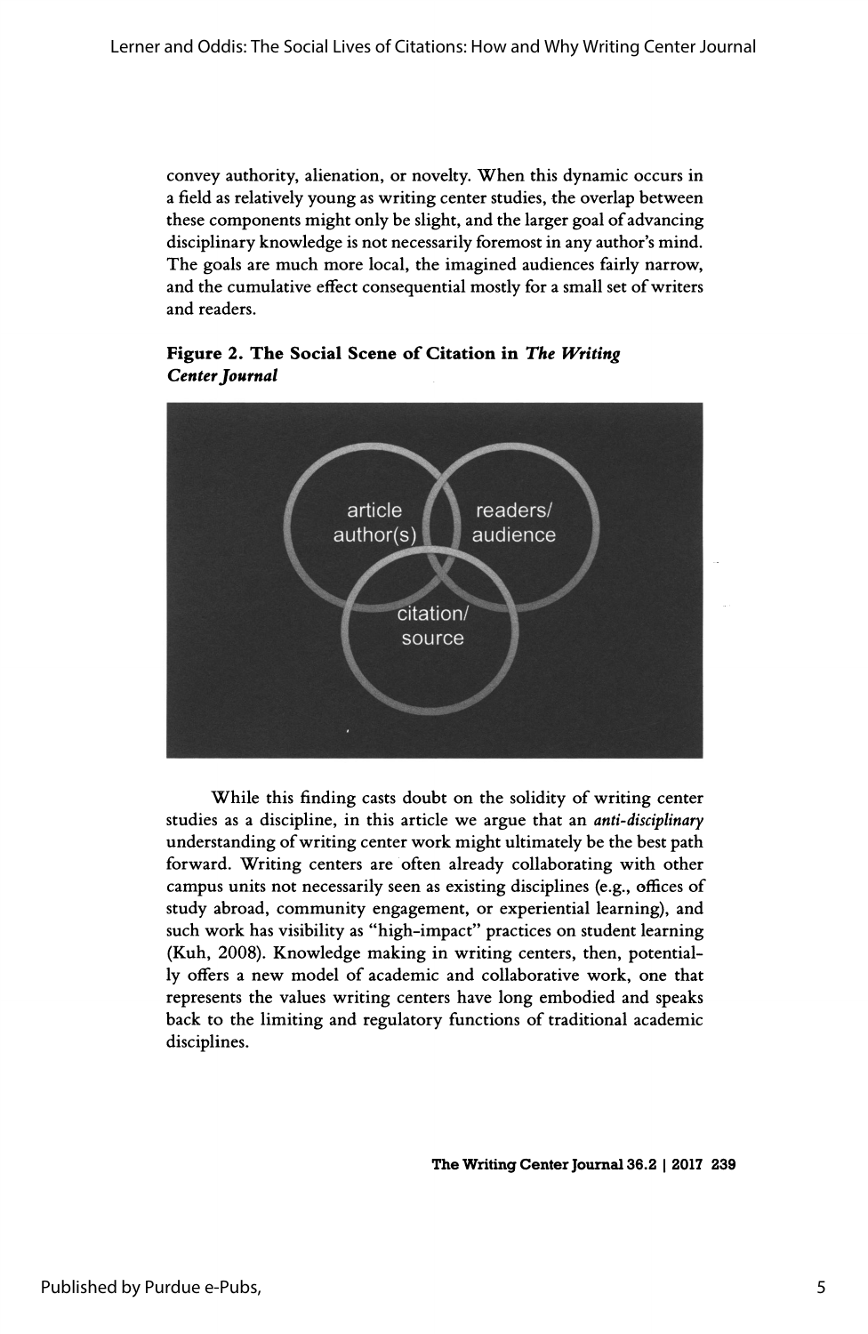convey authority, alienation, or novelty. When this dynamic occurs in a field as relatively young as writing center studies, the overlap between these components might only be slight, and the larger goal of advancing disciplinary knowledge is not necessarily foremost in any author's mind. The goals are much more local, the imagined audiences fairly narrow, and the cumulative effect consequential mostly for a small set of writers and readers.

**Figure 2. The Social Scene of Citation in *The Writing Center Journal***

article author(s)

readers/ audience

citation/ source

While this finding casts doubt on the solidity of writing center studies as a discipline, in this article we argue that an *anti-disciplinary* understanding of writing center work might ultimately be the best path forward. Writing centers are often already collaborating with other campus units not necessarily seen as existing disciplines (e.g., offices of study abroad, community engagement, or experiential learning), and such work has visibility as "high-impact" practices on student learning (Kuh, 2008). Knowledge making in writing centers, then, potentially offers a new model of academic and collaborative work, one that represents the values writing centers have long embodied and speaks back to the limiting and regulatory functions of traditional academic disciplines.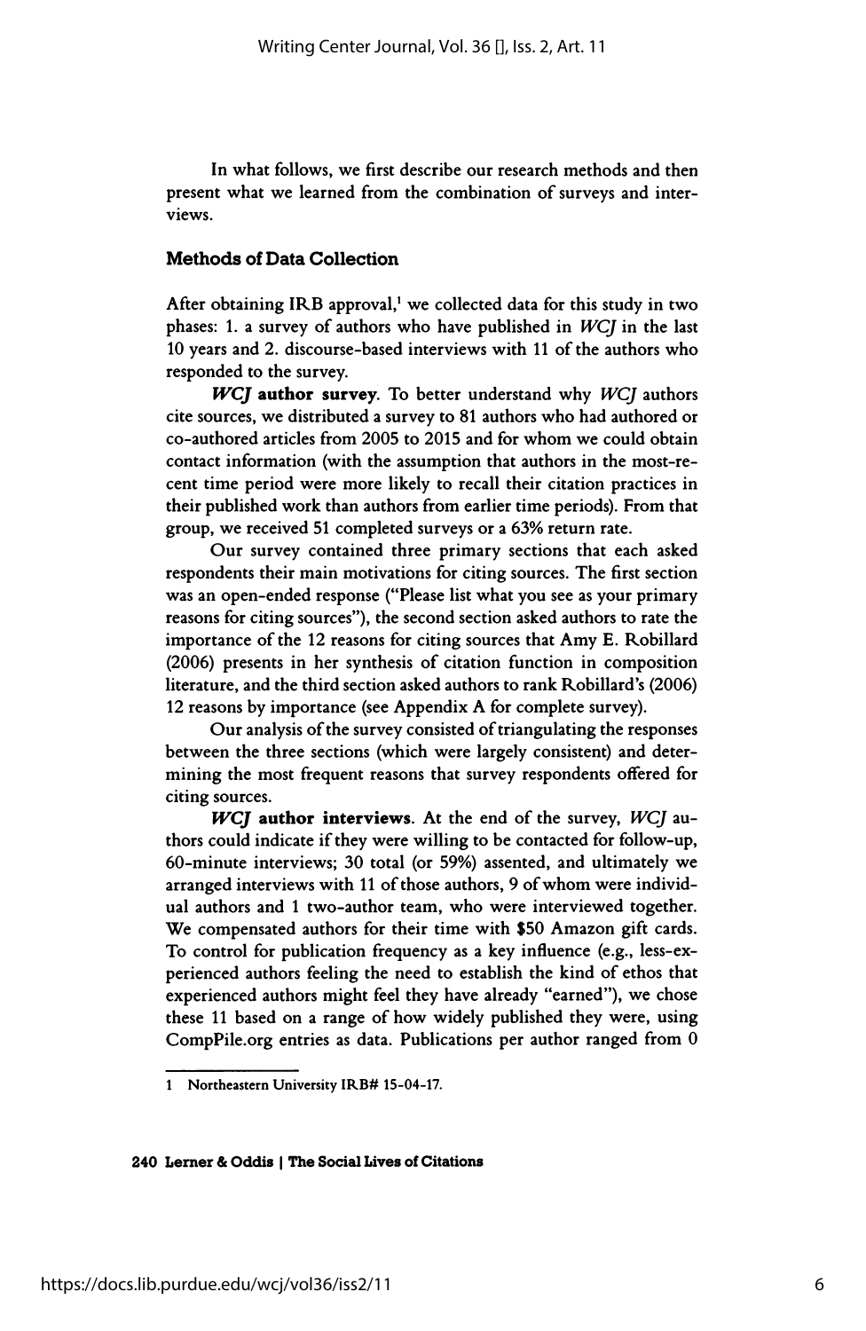In what follows, we first describe our research methods and then present what we learned from the combination of surveys and interviews.

### Methods of Data Collection

After obtaining IRB approval,[1] we collected data for this study in two phases: 1. a survey of authors who have published in *WCJ* in the last 10 years and 2. discourse-based interviews with 11 of the authors who responded to the survey.

***WCJ* author survey**. To better understand why *WCJ* authors cite sources, we distributed a survey to 81 authors who had authored or co-authored articles from 2005 to 2015 and for whom we could obtain contact information (with the assumption that authors in the most-recent time period were more likely to recall their citation practices in their published work than authors from earlier time periods). From that group, we received 51 completed surveys or a 63% return rate.

Our survey contained three primary sections that each asked respondents their main motivations for citing sources. The first section was an open-ended response ("Please list what you see as your primary reasons for citing sources"), the second section asked authors to rate the importance of the 12 reasons for citing sources that Amy E. Robillard (2006) presents in her synthesis of citation function in composition literature, and the third section asked authors to rank Robillard's (2006) 12 reasons by importance (see Appendix A for complete survey).

Our analysis of the survey consisted of triangulating the responses between the three sections (which were largely consistent) and determining the most frequent reasons that survey respondents offered for citing sources.

***WCJ* author interviews**. At the end of the survey, *WCJ* authors could indicate if they were willing to be contacted for follow-up, 60-minute interviews; 30 total (or 59%) assented, and ultimately we arranged interviews with 11 of those authors, 9 of whom were individual authors and 1 two-author team, who were interviewed together. We compensated authors for their time with $50 Amazon gift cards. To control for publication frequency as a key influence (e.g., less-experienced authors feeling the need to establish the kind of ethos that experienced authors might feel they have already "earned"), we chose these 11 based on a range of how widely published they were, using CompPile.org entries as data. Publications per author ranged from 0

[1] Northeastern University IRB# 15-04-17.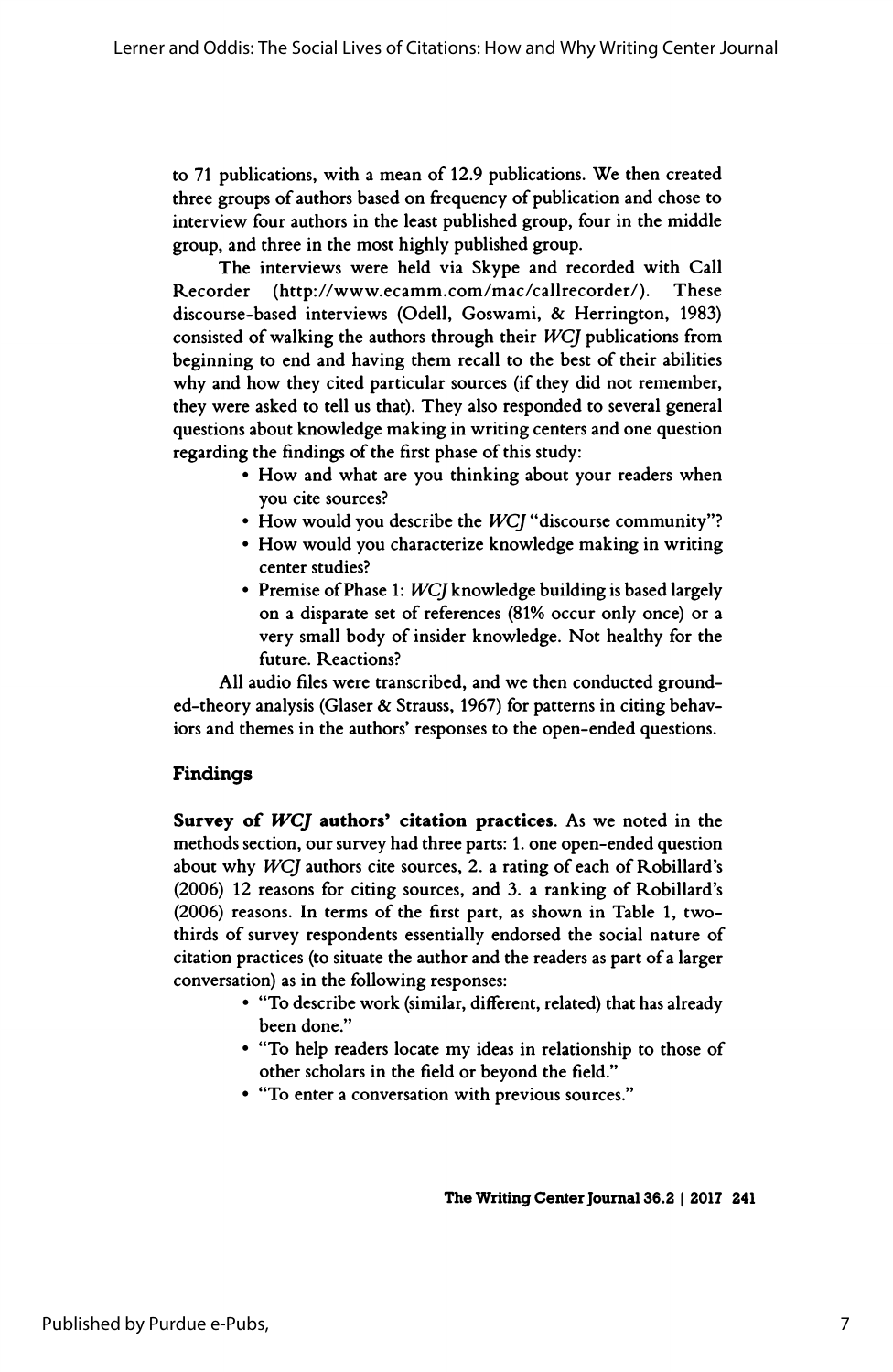to 71 publications, with a mean of 12.9 publications. We then created three groups of authors based on frequency of publication and chose to interview four authors in the least published group, four in the middle group, and three in the most highly published group.

The interviews were held via Skype and recorded with Call Recorder (http://www.ecamm.com/mac/callrecorder/). These discourse-based interviews (Odell, Goswami, & Herrington, 1983) consisted of walking the authors through their *WCJ* publications from beginning to end and having them recall to the best of their abilities why and how they cited particular sources (if they did not remember, they were asked to tell us that). They also responded to several general questions about knowledge making in writing centers and one question regarding the findings of the first phase of this study:

- How and what are you thinking about your readers when you cite sources?
- How would you describe the *WCJ* "discourse community"?
- How would you characterize knowledge making in writing center studies?
- Premise of Phase 1: *WCJ* knowledge building is based largely on a disparate set of references (81% occur only once) or a very small body of insider knowledge. Not healthy for the future. Reactions?

All audio files were transcribed, and we then conducted grounded-theory analysis (Glaser & Strauss, 1967) for patterns in citing behaviors and themes in the authors' responses to the open-ended questions.

## Findings

**Survey of *WCJ* authors' citation practices.** As we noted in the methods section, our survey had three parts: 1. one open-ended question about why *WCJ* authors cite sources, 2. a rating of each of Robillard's (2006) 12 reasons for citing sources, and 3. a ranking of Robillard's (2006) reasons. In terms of the first part, as shown in Table 1, two-thirds of survey respondents essentially endorsed the social nature of citation practices (to situate the author and the readers as part of a larger conversation) as in the following responses:

- "To describe work (similar, different, related) that has already been done."
- "To help readers locate my ideas in relationship to those of other scholars in the field or beyond the field."
- "To enter a conversation with previous sources."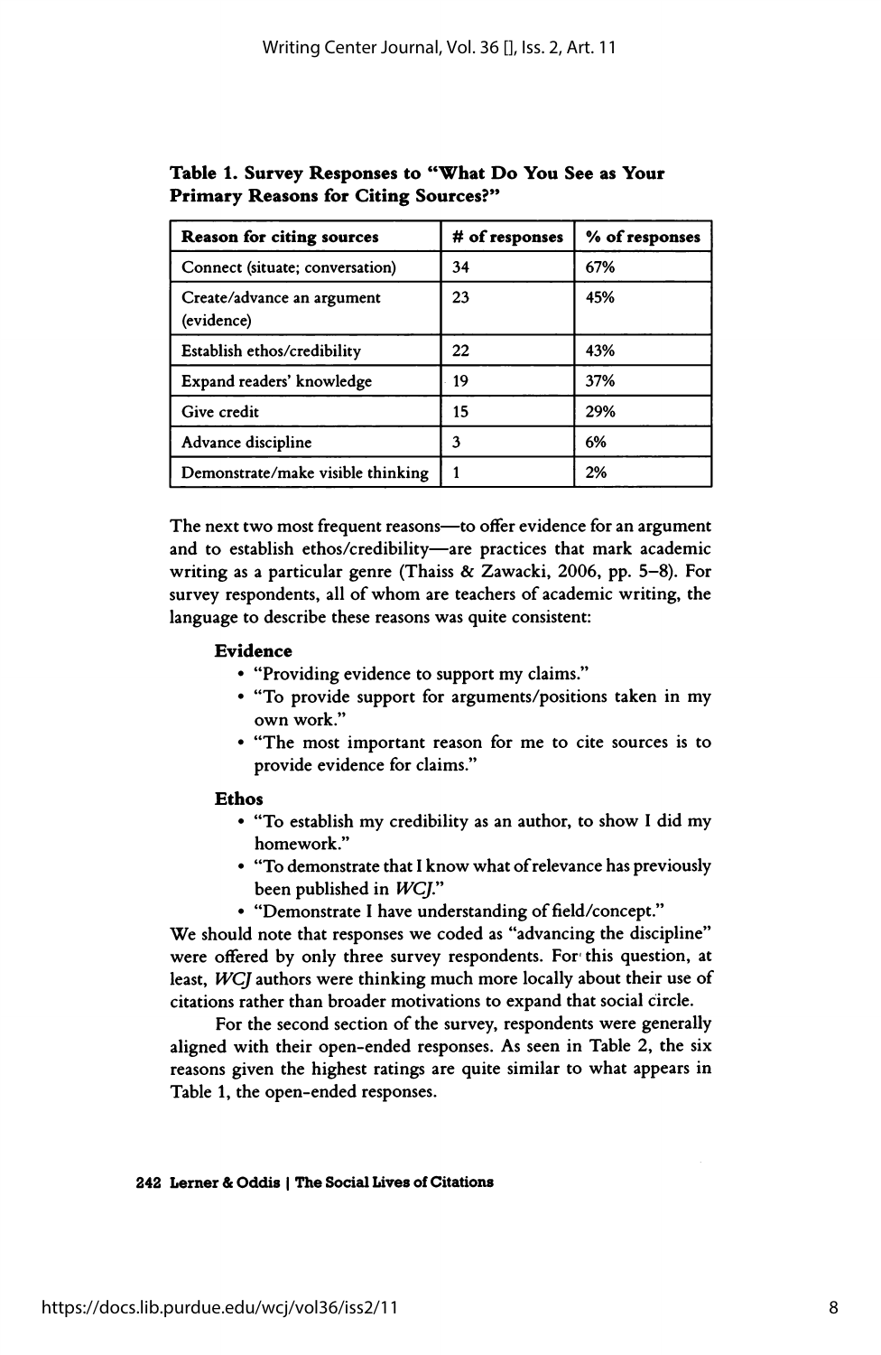**Table 1. Survey Responses to "What Do You See as Your Primary Reasons for Citing Sources?"**

| Reason for citing sources | # of responses | % of responses |
|---|---|---|
| Connect (situate; conversation) | 34 | 67% |
| Create/advance an argument (evidence) | 23 | 45% |
| Establish ethos/credibility | 22 | 43% |
| Expand readers' knowledge | 19 | 37% |
| Give credit | 15 | 29% |
| Advance discipline | 3 | 6% |
| Demonstrate/make visible thinking | 1 | 2% |

The next two most frequent reasons—to offer evidence for an argument and to establish ethos/credibility—are practices that mark academic writing as a particular genre (Thaiss & Zawacki, 2006, pp. 5–8). For survey respondents, all of whom are teachers of academic writing, the language to describe these reasons was quite consistent:

**Evidence**

- "Providing evidence to support my claims."
- "To provide support for arguments/positions taken in my own work."
- "The most important reason for me to cite sources is to provide evidence for claims."

**Ethos**

- "To establish my credibility as an author, to show I did my homework."
- "To demonstrate that I know what of relevance has previously been published in *WCJ*."
- "Demonstrate I have understanding of field/concept."

We should note that responses we coded as "advancing the discipline" were offered by only three survey respondents. For this question, at least, *WCJ* authors were thinking much more locally about their use of citations rather than broader motivations to expand that social circle.

For the second section of the survey, respondents were generally aligned with their open-ended responses. As seen in Table 2, the six reasons given the highest ratings are quite similar to what appears in Table 1, the open-ended responses.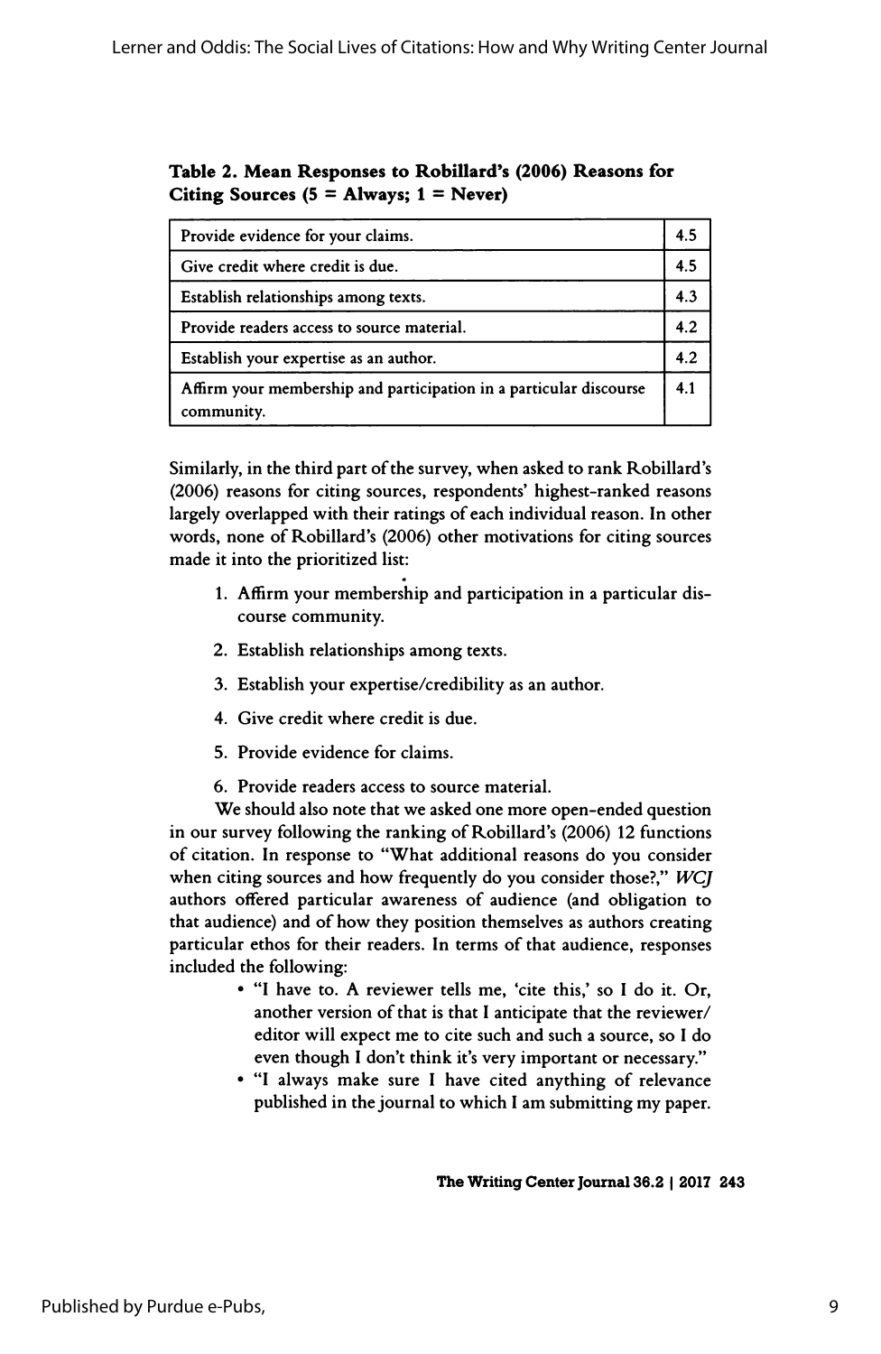**Table 2. Mean Responses to Robillard's (2006) Reasons for Citing Sources (5 = Always; 1 = Never)**

| Reason | Mean |
|---|---|
| Provide evidence for your claims. | 4.5 |
| Give credit where credit is due. | 4.5 |
| Establish relationships among texts. | 4.3 |
| Provide readers access to source material. | 4.2 |
| Establish your expertise as an author. | 4.2 |
| Affirm your membership and participation in a particular discourse community. | 4.1 |

Similarly, in the third part of the survey, when asked to rank Robillard's (2006) reasons for citing sources, respondents' highest-ranked reasons largely overlapped with their ratings of each individual reason. In other words, none of Robillard's (2006) other motivations for citing sources made it into the prioritized list:

1. Affirm your membership and participation in a particular discourse community.
2. Establish relationships among texts.
3. Establish your expertise/credibility as an author.
4. Give credit where credit is due.
5. Provide evidence for claims.
6. Provide readers access to source material.

We should also note that we asked one more open-ended question in our survey following the ranking of Robillard's (2006) 12 functions of citation. In response to "What additional reasons do you consider when citing sources and how frequently do you consider those?," *WCJ* authors offered particular awareness of audience (and obligation to that audience) and of how they position themselves as authors creating particular ethos for their readers. In terms of that audience, responses included the following:

- "I have to. A reviewer tells me, 'cite this,' so I do it. Or, another version of that is that I anticipate that the reviewer/editor will expect me to cite such and such a source, so I do even though I don't think it's very important or necessary."
- "I always make sure I have cited anything of relevance published in the journal to which I am submitting my paper.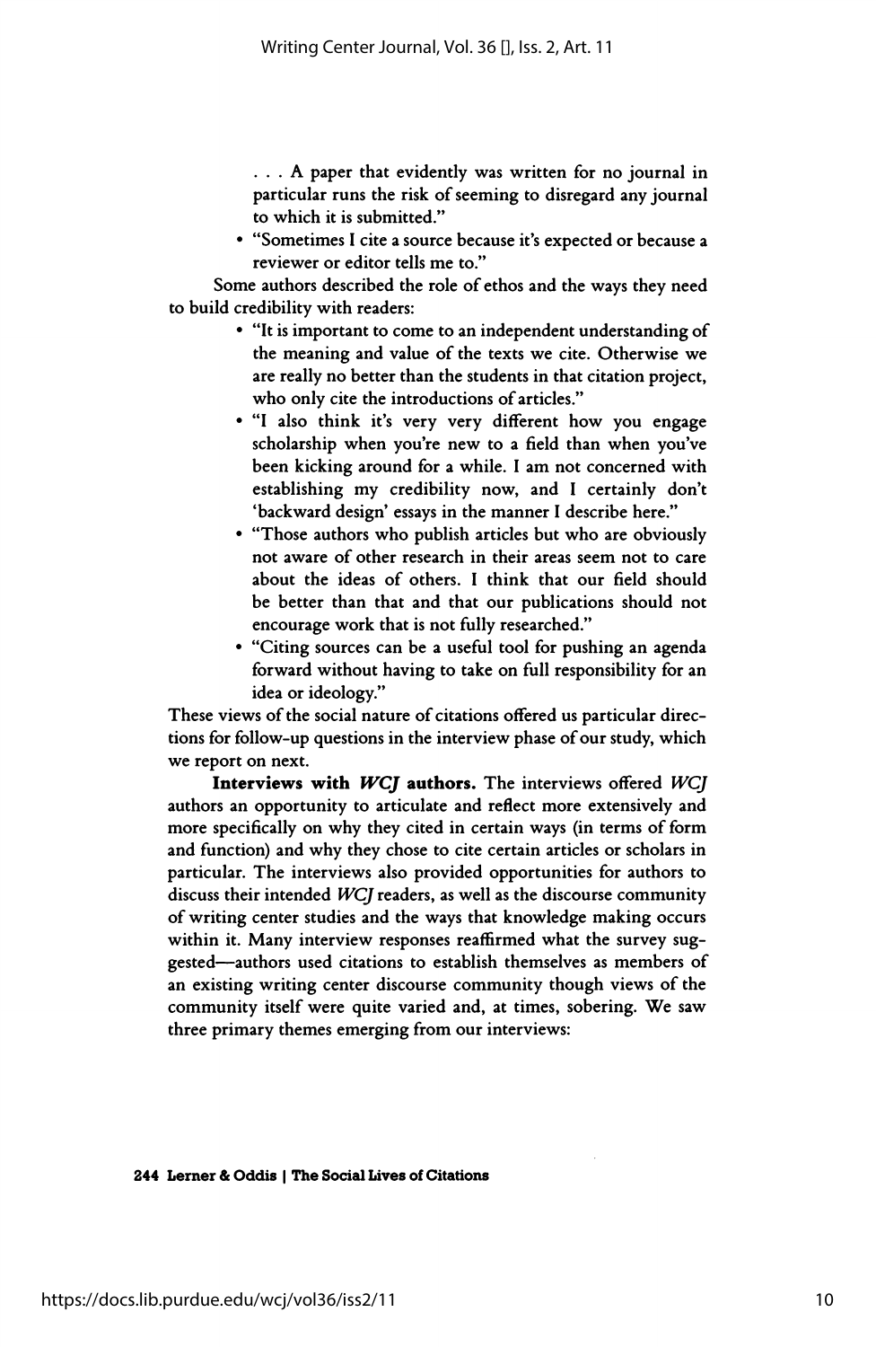. . . A paper that evidently was written for no journal in particular runs the risk of seeming to disregard any journal to which it is submitted."

- "Sometimes I cite a source because it's expected or because a reviewer or editor tells me to."

Some authors described the role of ethos and the ways they need to build credibility with readers:

- "It is important to come to an independent understanding of the meaning and value of the texts we cite. Otherwise we are really no better than the students in that citation project, who only cite the introductions of articles."
- "I also think it's very very different how you engage scholarship when you're new to a field than when you've been kicking around for a while. I am not concerned with establishing my credibility now, and I certainly don't 'backward design' essays in the manner I describe here."
- "Those authors who publish articles but who are obviously not aware of other research in their areas seem not to care about the ideas of others. I think that our field should be better than that and that our publications should not encourage work that is not fully researched."
- "Citing sources can be a useful tool for pushing an agenda forward without having to take on full responsibility for an idea or ideology."

These views of the social nature of citations offered us particular directions for follow-up questions in the interview phase of our study, which we report on next.

**Interviews with *WCJ* authors.** The interviews offered *WCJ* authors an opportunity to articulate and reflect more extensively and more specifically on why they cited in certain ways (in terms of form and function) and why they chose to cite certain articles or scholars in particular. The interviews also provided opportunities for authors to discuss their intended *WCJ* readers, as well as the discourse community of writing center studies and the ways that knowledge making occurs within it. Many interview responses reaffirmed what the survey suggested—authors used citations to establish themselves as members of an existing writing center discourse community though views of the community itself were quite varied and, at times, sobering. We saw three primary themes emerging from our interviews: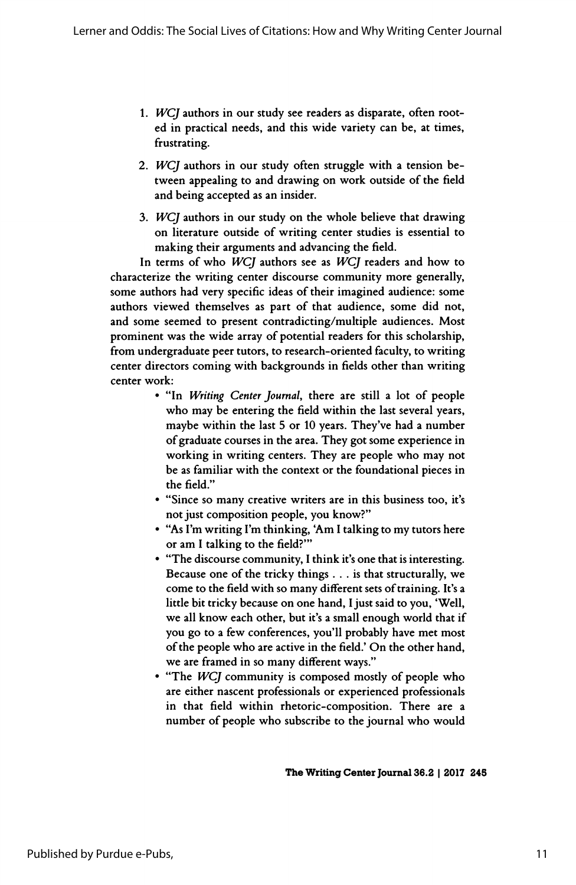1. *WCJ* authors in our study see readers as disparate, often rooted in practical needs, and this wide variety can be, at times, frustrating.
2. *WCJ* authors in our study often struggle with a tension between appealing to and drawing on work outside of the field and being accepted as an insider.
3. *WCJ* authors in our study on the whole believe that drawing on literature outside of writing center studies is essential to making their arguments and advancing the field.

In terms of who *WCJ* authors see as *WCJ* readers and how to characterize the writing center discourse community more generally, some authors had very specific ideas of their imagined audience: some authors viewed themselves as part of that audience, some did not, and some seemed to present contradicting/multiple audiences. Most prominent was the wide array of potential readers for this scholarship, from undergraduate peer tutors, to research-oriented faculty, to writing center directors coming with backgrounds in fields other than writing center work:

- "In *Writing Center Journal*, there are still a lot of people who may be entering the field within the last several years, maybe within the last 5 or 10 years. They've had a number of graduate courses in the area. They got some experience in working in writing centers. They are people who may not be as familiar with the context or the foundational pieces in the field."
- "Since so many creative writers are in this business too, it's not just composition people, you know?"
- "As I'm writing I'm thinking, 'Am I talking to my tutors here or am I talking to the field?'"
- "The discourse community, I think it's one that is interesting. Because one of the tricky things . . . is that structurally, we come to the field with so many different sets of training. It's a little bit tricky because on one hand, I just said to you, 'Well, we all know each other, but it's a small enough world that if you go to a few conferences, you'll probably have met most of the people who are active in the field.' On the other hand, we are framed in so many different ways."
- "The *WCJ* community is composed mostly of people who are either nascent professionals or experienced professionals in that field within rhetoric-composition. There are a number of people who subscribe to the journal who would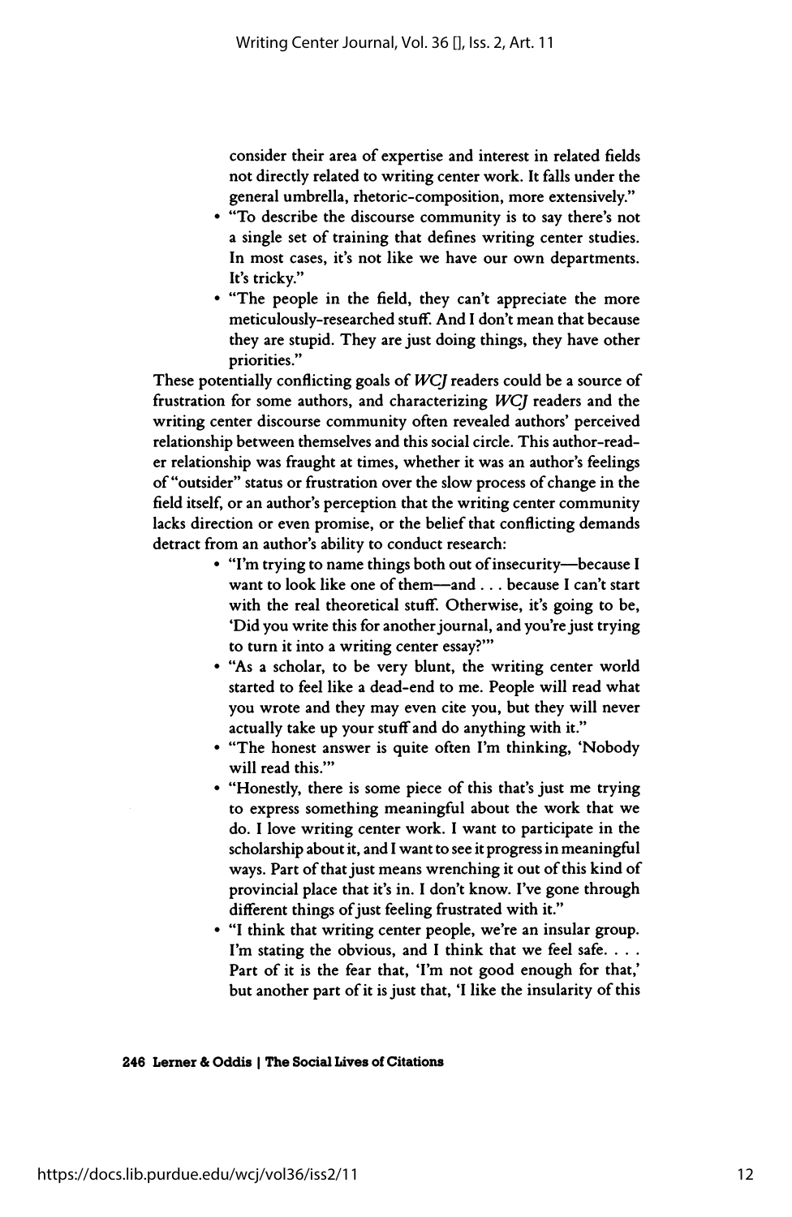consider their area of expertise and interest in related fields not directly related to writing center work. It falls under the general umbrella, rhetoric-composition, more extensively."

- "To describe the discourse community is to say there's not a single set of training that defines writing center studies. In most cases, it's not like we have our own departments. It's tricky."
- "The people in the field, they can't appreciate the more meticulously-researched stuff. And I don't mean that because they are stupid. They are just doing things, they have other priorities."

These potentially conflicting goals of *WCJ* readers could be a source of frustration for some authors, and characterizing *WCJ* readers and the writing center discourse community often revealed authors' perceived relationship between themselves and this social circle. This author-reader relationship was fraught at times, whether it was an author's feelings of "outsider" status or frustration over the slow process of change in the field itself, or an author's perception that the writing center community lacks direction or even promise, or the belief that conflicting demands detract from an author's ability to conduct research:

- "I'm trying to name things both out of insecurity—because I want to look like one of them—and . . . because I can't start with the real theoretical stuff. Otherwise, it's going to be, 'Did you write this for another journal, and you're just trying to turn it into a writing center essay?'"
- "As a scholar, to be very blunt, the writing center world started to feel like a dead-end to me. People will read what you wrote and they may even cite you, but they will never actually take up your stuff and do anything with it."
- "The honest answer is quite often I'm thinking, 'Nobody will read this.'"
- "Honestly, there is some piece of this that's just me trying to express something meaningful about the work that we do. I love writing center work. I want to participate in the scholarship about it, and I want to see it progress in meaningful ways. Part of that just means wrenching it out of this kind of provincial place that it's in. I don't know. I've gone through different things of just feeling frustrated with it."
- "I think that writing center people, we're an insular group. I'm stating the obvious, and I think that we feel safe. . . . Part of it is the fear that, 'I'm not good enough for that,' but another part of it is just that, 'I like the insularity of this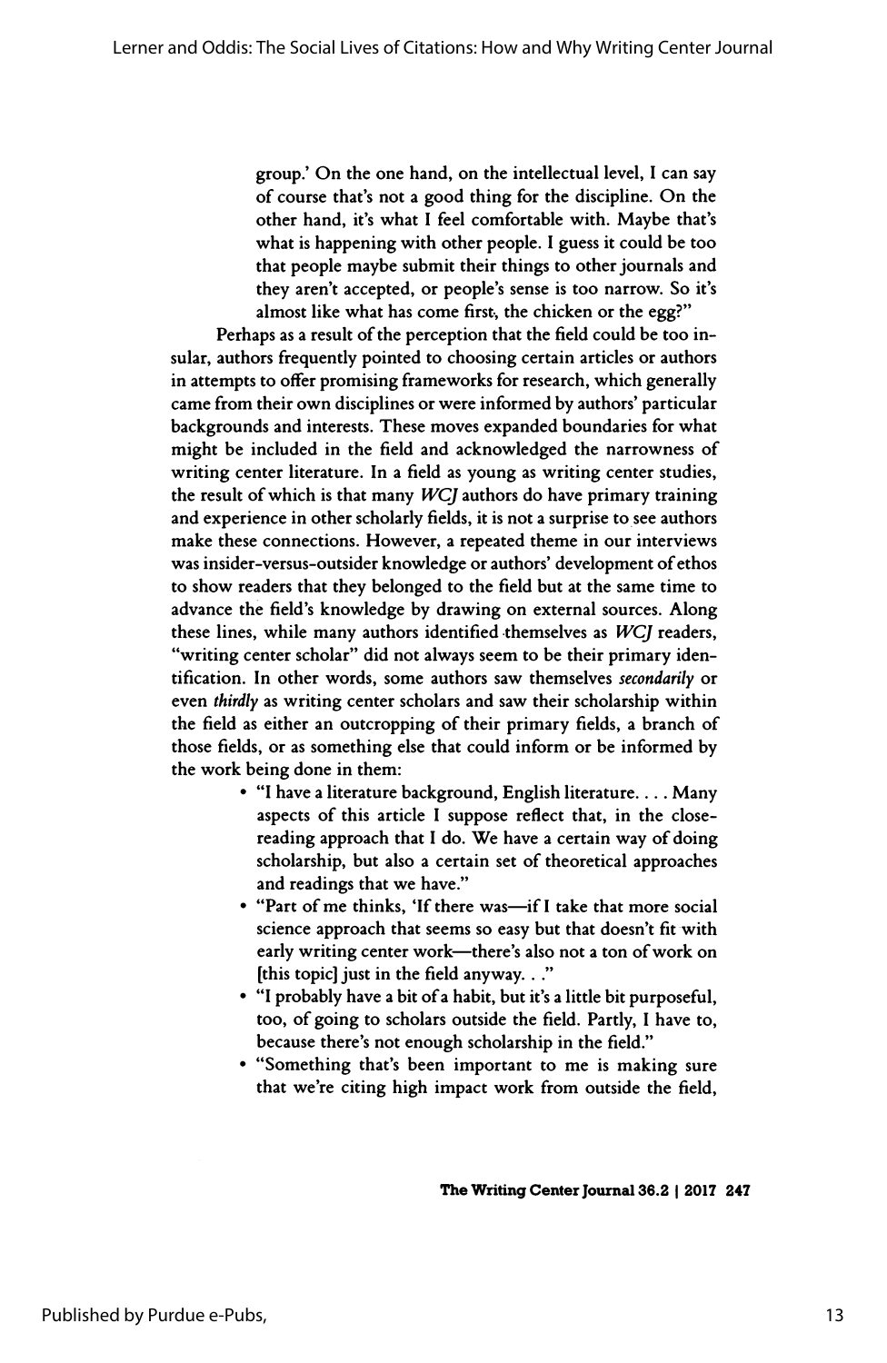group.' On the one hand, on the intellectual level, I can say of course that's not a good thing for the discipline. On the other hand, it's what I feel comfortable with. Maybe that's what is happening with other people. I guess it could be too that people maybe submit their things to other journals and they aren't accepted, or people's sense is too narrow. So it's almost like what has come first, the chicken or the egg?"

Perhaps as a result of the perception that the field could be too insular, authors frequently pointed to choosing certain articles or authors in attempts to offer promising frameworks for research, which generally came from their own disciplines or were informed by authors' particular backgrounds and interests. These moves expanded boundaries for what might be included in the field and acknowledged the narrowness of writing center literature. In a field as young as writing center studies, the result of which is that many *WCJ* authors do have primary training and experience in other scholarly fields, it is not a surprise to see authors make these connections. However, a repeated theme in our interviews was insider-versus-outsider knowledge or authors' development of ethos to show readers that they belonged to the field but at the same time to advance the field's knowledge by drawing on external sources. Along these lines, while many authors identified themselves as *WCJ* readers, "writing center scholar" did not always seem to be their primary identification. In other words, some authors saw themselves *secondarily* or even *thirdly* as writing center scholars and saw their scholarship within the field as either an outcropping of their primary fields, a branch of those fields, or as something else that could inform or be informed by the work being done in them:

- "I have a literature background, English literature. . . . Many aspects of this article I suppose reflect that, in the close-reading approach that I do. We have a certain way of doing scholarship, but also a certain set of theoretical approaches and readings that we have."
- "Part of me thinks, 'If there was—if I take that more social science approach that seems so easy but that doesn't fit with early writing center work—there's also not a ton of work on [this topic] just in the field anyway. . ."
- "I probably have a bit of a habit, but it's a little bit purposeful, too, of going to scholars outside the field. Partly, I have to, because there's not enough scholarship in the field."
- "Something that's been important to me is making sure that we're citing high impact work from outside the field,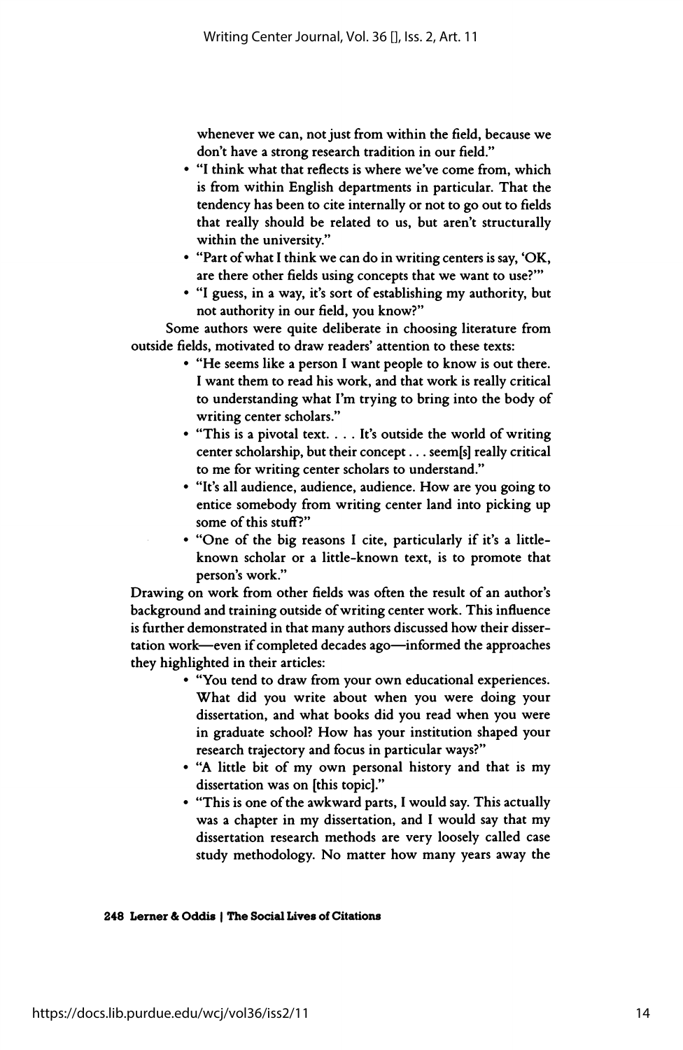whenever we can, not just from within the field, because we don't have a strong research tradition in our field."

- "I think what that reflects is where we've come from, which is from within English departments in particular. That the tendency has been to cite internally or not to go out to fields that really should be related to us, but aren't structurally within the university."
- "Part of what I think we can do in writing centers is say, 'OK, are there other fields using concepts that we want to use?'"
- "I guess, in a way, it's sort of establishing my authority, but not authority in our field, you know?"

Some authors were quite deliberate in choosing literature from outside fields, motivated to draw readers' attention to these texts:

- "He seems like a person I want people to know is out there. I want them to read his work, and that work is really critical to understanding what I'm trying to bring into the body of writing center scholars."
- "This is a pivotal text. . . . It's outside the world of writing center scholarship, but their concept . . . seem[s] really critical to me for writing center scholars to understand."
- "It's all audience, audience, audience. How are you going to entice somebody from writing center land into picking up some of this stuff?"
- "One of the big reasons I cite, particularly if it's a little-known scholar or a little-known text, is to promote that person's work."

Drawing on work from other fields was often the result of an author's background and training outside of writing center work. This influence is further demonstrated in that many authors discussed how their dissertation work—even if completed decades ago—informed the approaches they highlighted in their articles:

- "You tend to draw from your own educational experiences. What did you write about when you were doing your dissertation, and what books did you read when you were in graduate school? How has your institution shaped your research trajectory and focus in particular ways?"
- "A little bit of my own personal history and that is my dissertation was on [this topic]."
- "This is one of the awkward parts, I would say. This actually was a chapter in my dissertation, and I would say that my dissertation research methods are very loosely called case study methodology. No matter how many years away the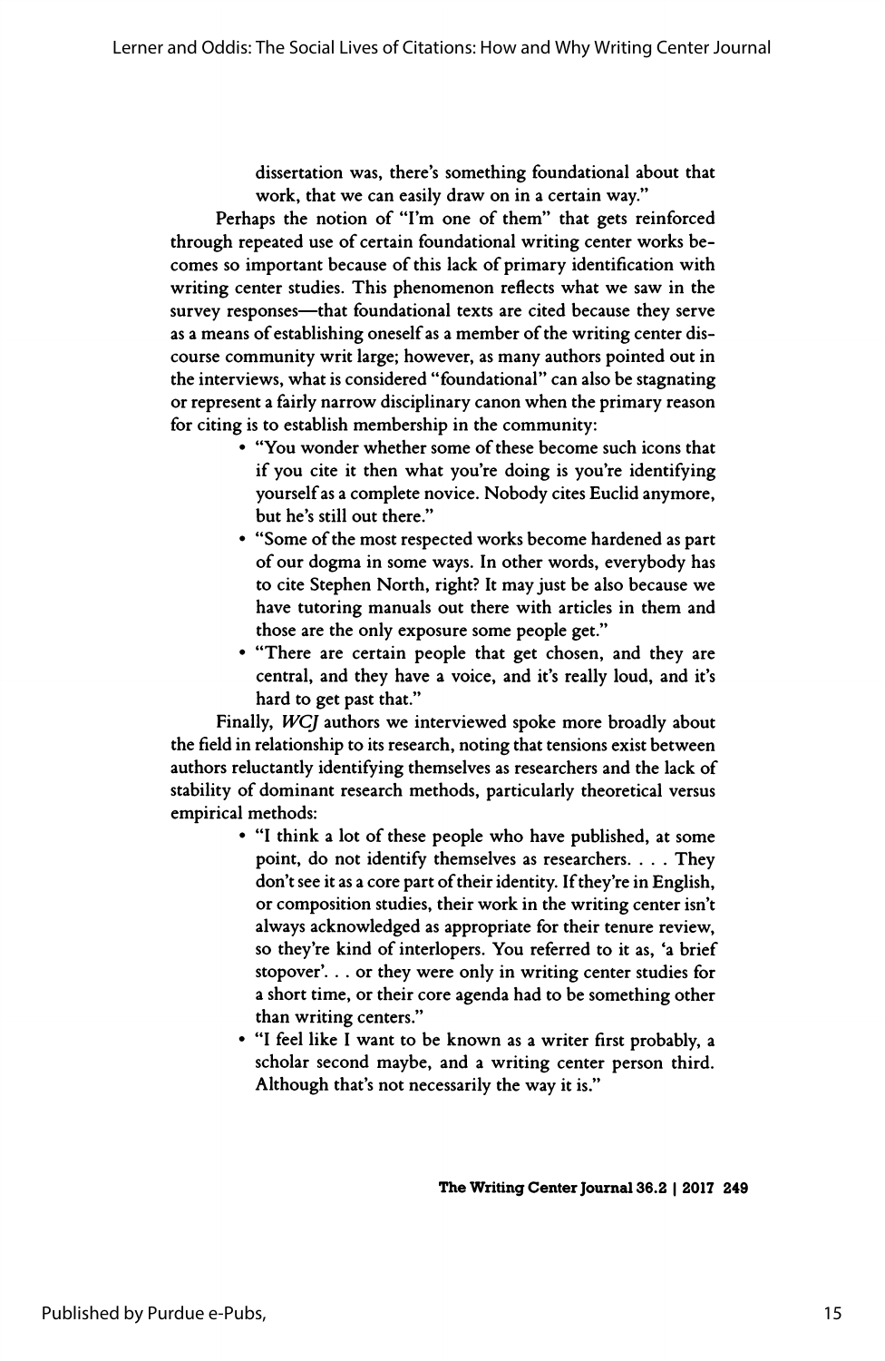dissertation was, there's something foundational about that work, that we can easily draw on in a certain way."

Perhaps the notion of "I'm one of them" that gets reinforced through repeated use of certain foundational writing center works becomes so important because of this lack of primary identification with writing center studies. This phenomenon reflects what we saw in the survey responses—that foundational texts are cited because they serve as a means of establishing oneself as a member of the writing center discourse community writ large; however, as many authors pointed out in the interviews, what is considered "foundational" can also be stagnating or represent a fairly narrow disciplinary canon when the primary reason for citing is to establish membership in the community:

- "You wonder whether some of these become such icons that if you cite it then what you're doing is you're identifying yourself as a complete novice. Nobody cites Euclid anymore, but he's still out there."
- "Some of the most respected works become hardened as part of our dogma in some ways. In other words, everybody has to cite Stephen North, right? It may just be also because we have tutoring manuals out there with articles in them and those are the only exposure some people get."
- "There are certain people that get chosen, and they are central, and they have a voice, and it's really loud, and it's hard to get past that."

Finally, *WCJ* authors we interviewed spoke more broadly about the field in relationship to its research, noting that tensions exist between authors reluctantly identifying themselves as researchers and the lack of stability of dominant research methods, particularly theoretical versus empirical methods:

- "I think a lot of these people who have published, at some point, do not identify themselves as researchers. . . . They don't see it as a core part of their identity. If they're in English, or composition studies, their work in the writing center isn't always acknowledged as appropriate for their tenure review, so they're kind of interlopers. You referred to it as, 'a brief stopover'. . . or they were only in writing center studies for a short time, or their core agenda had to be something other than writing centers."
- "I feel like I want to be known as a writer first probably, a scholar second maybe, and a writing center person third. Although that's not necessarily the way it is."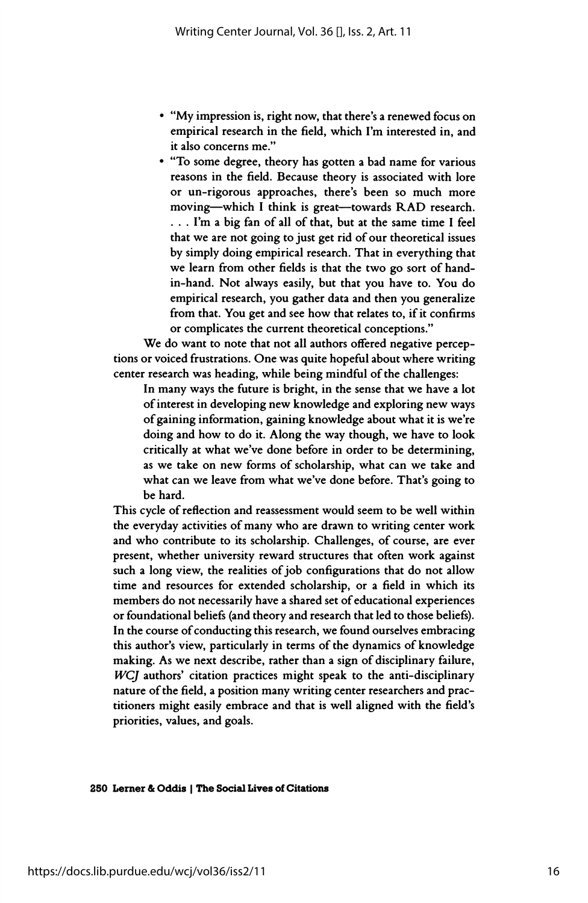- "My impression is, right now, that there's a renewed focus on empirical research in the field, which I'm interested in, and it also concerns me."
- "To some degree, theory has gotten a bad name for various reasons in the field. Because theory is associated with lore or un-rigorous approaches, there's been so much more moving—which I think is great—towards RAD research. . . . I'm a big fan of all of that, but at the same time I feel that we are not going to just get rid of our theoretical issues by simply doing empirical research. That in everything that we learn from other fields is that the two go sort of hand-in-hand. Not always easily, but that you have to. You do empirical research, you gather data and then you generalize from that. You get and see how that relates to, if it confirms or complicates the current theoretical conceptions."

We do want to note that not all authors offered negative perceptions or voiced frustrations. One was quite hopeful about where writing center research was heading, while being mindful of the challenges:

> In many ways the future is bright, in the sense that we have a lot of interest in developing new knowledge and exploring new ways of gaining information, gaining knowledge about what it is we're doing and how to do it. Along the way though, we have to look critically at what we've done before in order to be determining, as we take on new forms of scholarship, what can we take and what can we leave from what we've done before. That's going to be hard.

This cycle of reflection and reassessment would seem to be well within the everyday activities of many who are drawn to writing center work and who contribute to its scholarship. Challenges, of course, are ever present, whether university reward structures that often work against such a long view, the realities of job configurations that do not allow time and resources for extended scholarship, or a field in which its members do not necessarily have a shared set of educational experiences or foundational beliefs (and theory and research that led to those beliefs). In the course of conducting this research, we found ourselves embracing this author's view, particularly in terms of the dynamics of knowledge making. As we next describe, rather than a sign of disciplinary failure, *WCJ* authors' citation practices might speak to the anti-disciplinary nature of the field, a position many writing center researchers and practitioners might easily embrace and that is well aligned with the field's priorities, values, and goals.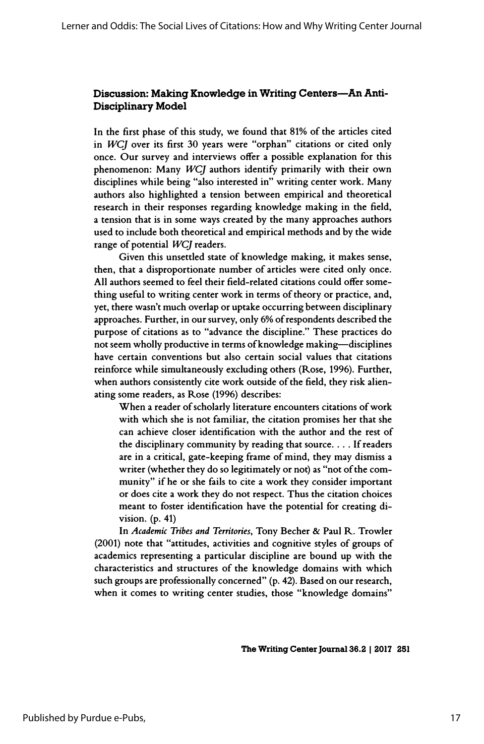### Discussion: Making Knowledge in Writing Centers—An Anti-Disciplinary Model

In the first phase of this study, we found that 81% of the articles cited in *WCJ* over its first 30 years were "orphan" citations or cited only once. Our survey and interviews offer a possible explanation for this phenomenon: Many *WCJ* authors identify primarily with their own disciplines while being "also interested in" writing center work. Many authors also highlighted a tension between empirical and theoretical research in their responses regarding knowledge making in the field, a tension that is in some ways created by the many approaches authors used to include both theoretical and empirical methods and by the wide range of potential *WCJ* readers.

Given this unsettled state of knowledge making, it makes sense, then, that a disproportionate number of articles were cited only once. All authors seemed to feel their field-related citations could offer something useful to writing center work in terms of theory or practice, and, yet, there wasn't much overlap or uptake occurring between disciplinary approaches. Further, in our survey, only 6% of respondents described the purpose of citations as to "advance the discipline." These practices do not seem wholly productive in terms of knowledge making—disciplines have certain conventions but also certain social values that citations reinforce while simultaneously excluding others (Rose, 1996). Further, when authors consistently cite work outside of the field, they risk alienating some readers, as Rose (1996) describes:

> When a reader of scholarly literature encounters citations of work with which she is not familiar, the citation promises her that she can achieve closer identification with the author and the rest of the disciplinary community by reading that source. . . . If readers are in a critical, gate-keeping frame of mind, they may dismiss a writer (whether they do so legitimately or not) as "not of the community" if he or she fails to cite a work they consider important or does cite a work they do not respect. Thus the citation choices meant to foster identification have the potential for creating division. (p. 41)

In *Academic Tribes and Territories*, Tony Becher & Paul R. Trowler (2001) note that "attitudes, activities and cognitive styles of groups of academics representing a particular discipline are bound up with the characteristics and structures of the knowledge domains with which such groups are professionally concerned" (p. 42). Based on our research, when it comes to writing center studies, those "knowledge domains"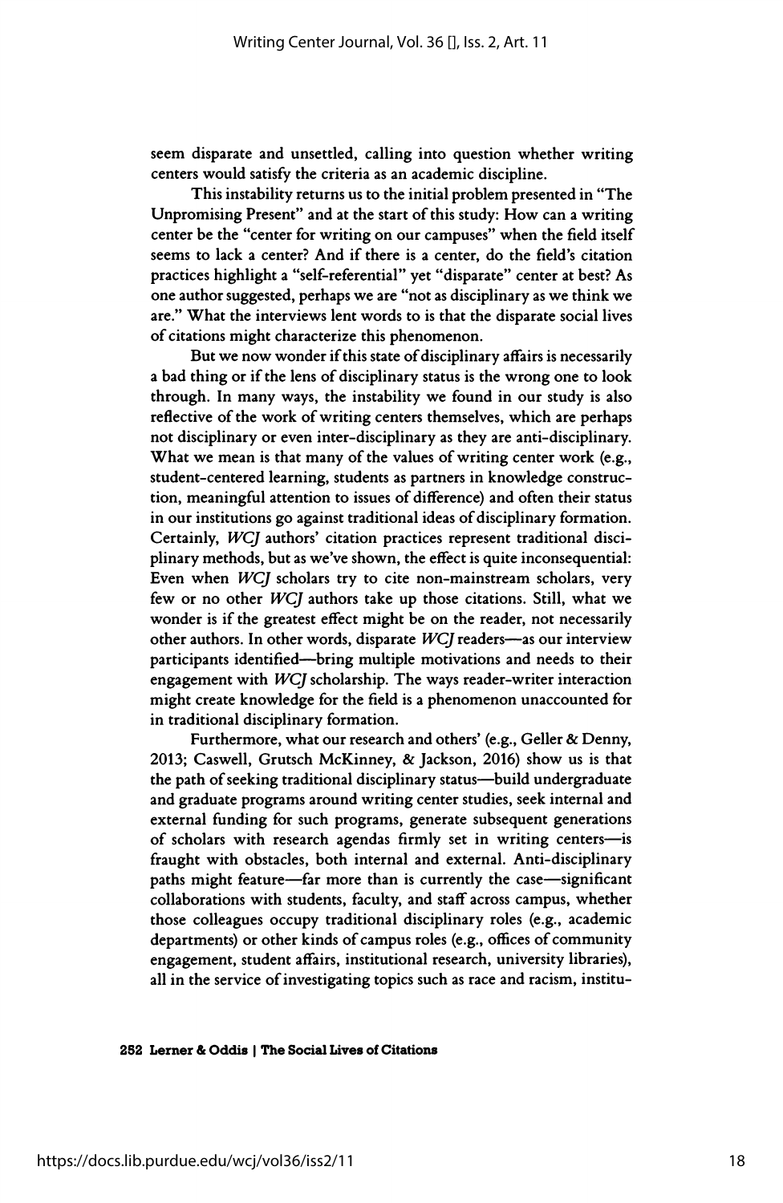seem disparate and unsettled, calling into question whether writing centers would satisfy the criteria as an academic discipline.

This instability returns us to the initial problem presented in "The Unpromising Present" and at the start of this study: How can a writing center be the "center for writing on our campuses" when the field itself seems to lack a center? And if there is a center, do the field's citation practices highlight a "self-referential" yet "disparate" center at best? As one author suggested, perhaps we are "not as disciplinary as we think we are." What the interviews lent words to is that the disparate social lives of citations might characterize this phenomenon.

But we now wonder if this state of disciplinary affairs is necessarily a bad thing or if the lens of disciplinary status is the wrong one to look through. In many ways, the instability we found in our study is also reflective of the work of writing centers themselves, which are perhaps not disciplinary or even inter-disciplinary as they are anti-disciplinary. What we mean is that many of the values of writing center work (e.g., student-centered learning, students as partners in knowledge construction, meaningful attention to issues of difference) and often their status in our institutions go against traditional ideas of disciplinary formation. Certainly, *WCJ* authors' citation practices represent traditional disciplinary methods, but as we've shown, the effect is quite inconsequential: Even when *WCJ* scholars try to cite non-mainstream scholars, very few or no other *WCJ* authors take up those citations. Still, what we wonder is if the greatest effect might be on the reader, not necessarily other authors. In other words, disparate *WCJ* readers—as our interview participants identified—bring multiple motivations and needs to their engagement with *WCJ* scholarship. The ways reader-writer interaction might create knowledge for the field is a phenomenon unaccounted for in traditional disciplinary formation.

Furthermore, what our research and others' (e.g., Geller & Denny, 2013; Caswell, Grutsch McKinney, & Jackson, 2016) show us is that the path of seeking traditional disciplinary status—build undergraduate and graduate programs around writing center studies, seek internal and external funding for such programs, generate subsequent generations of scholars with research agendas firmly set in writing centers—is fraught with obstacles, both internal and external. Anti-disciplinary paths might feature—far more than is currently the case—significant collaborations with students, faculty, and staff across campus, whether those colleagues occupy traditional disciplinary roles (e.g., academic departments) or other kinds of campus roles (e.g., offices of community engagement, student affairs, institutional research, university libraries), all in the service of investigating topics such as race and racism, institu-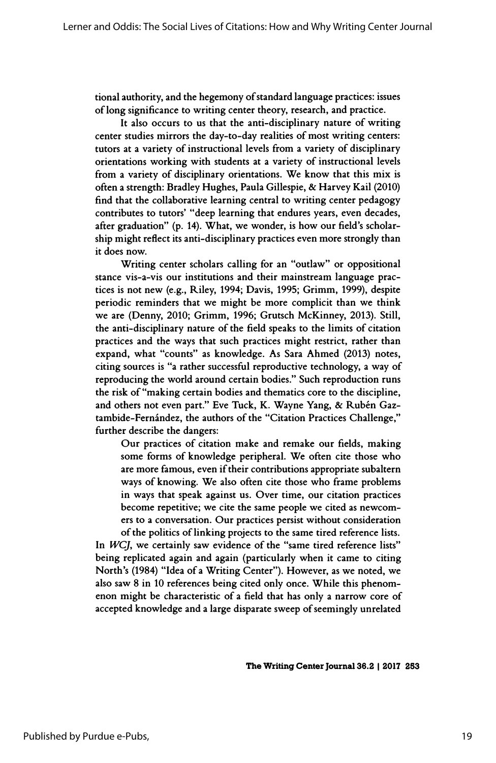tional authority, and the hegemony of standard language practices: issues of long significance to writing center theory, research, and practice.

It also occurs to us that the anti-disciplinary nature of writing center studies mirrors the day-to-day realities of most writing centers: tutors at a variety of instructional levels from a variety of disciplinary orientations working with students at a variety of instructional levels from a variety of disciplinary orientations. We know that this mix is often a strength: Bradley Hughes, Paula Gillespie, & Harvey Kail (2010) find that the collaborative learning central to writing center pedagogy contributes to tutors' "deep learning that endures years, even decades, after graduation" (p. 14). What, we wonder, is how our field's scholarship might reflect its anti-disciplinary practices even more strongly than it does now.

Writing center scholars calling for an "outlaw" or oppositional stance vis-a-vis our institutions and their mainstream language practices is not new (e.g., Riley, 1994; Davis, 1995; Grimm, 1999), despite periodic reminders that we might be more complicit than we think we are (Denny, 2010; Grimm, 1996; Grutsch McKinney, 2013). Still, the anti-disciplinary nature of the field speaks to the limits of citation practices and the ways that such practices might restrict, rather than expand, what "counts" as knowledge. As Sara Ahmed (2013) notes, citing sources is "a rather successful reproductive technology, a way of reproducing the world around certain bodies." Such reproduction runs the risk of "making certain bodies and thematics core to the discipline, and others not even part." Eve Tuck, K. Wayne Yang, & Rubén Gaztambide-Fernández, the authors of the "Citation Practices Challenge," further describe the dangers:

> Our practices of citation make and remake our fields, making some forms of knowledge peripheral. We often cite those who are more famous, even if their contributions appropriate subaltern ways of knowing. We also often cite those who frame problems in ways that speak against us. Over time, our citation practices become repetitive; we cite the same people we cited as newcomers to a conversation. Our practices persist without consideration of the politics of linking projects to the same tired reference lists.

In *WCJ*, we certainly saw evidence of the "same tired reference lists" being replicated again and again (particularly when it came to citing North's (1984) "Idea of a Writing Center"). However, as we noted, we also saw 8 in 10 references being cited only once. While this phenomenon might be characteristic of a field that has only a narrow core of accepted knowledge and a large disparate sweep of seemingly unrelated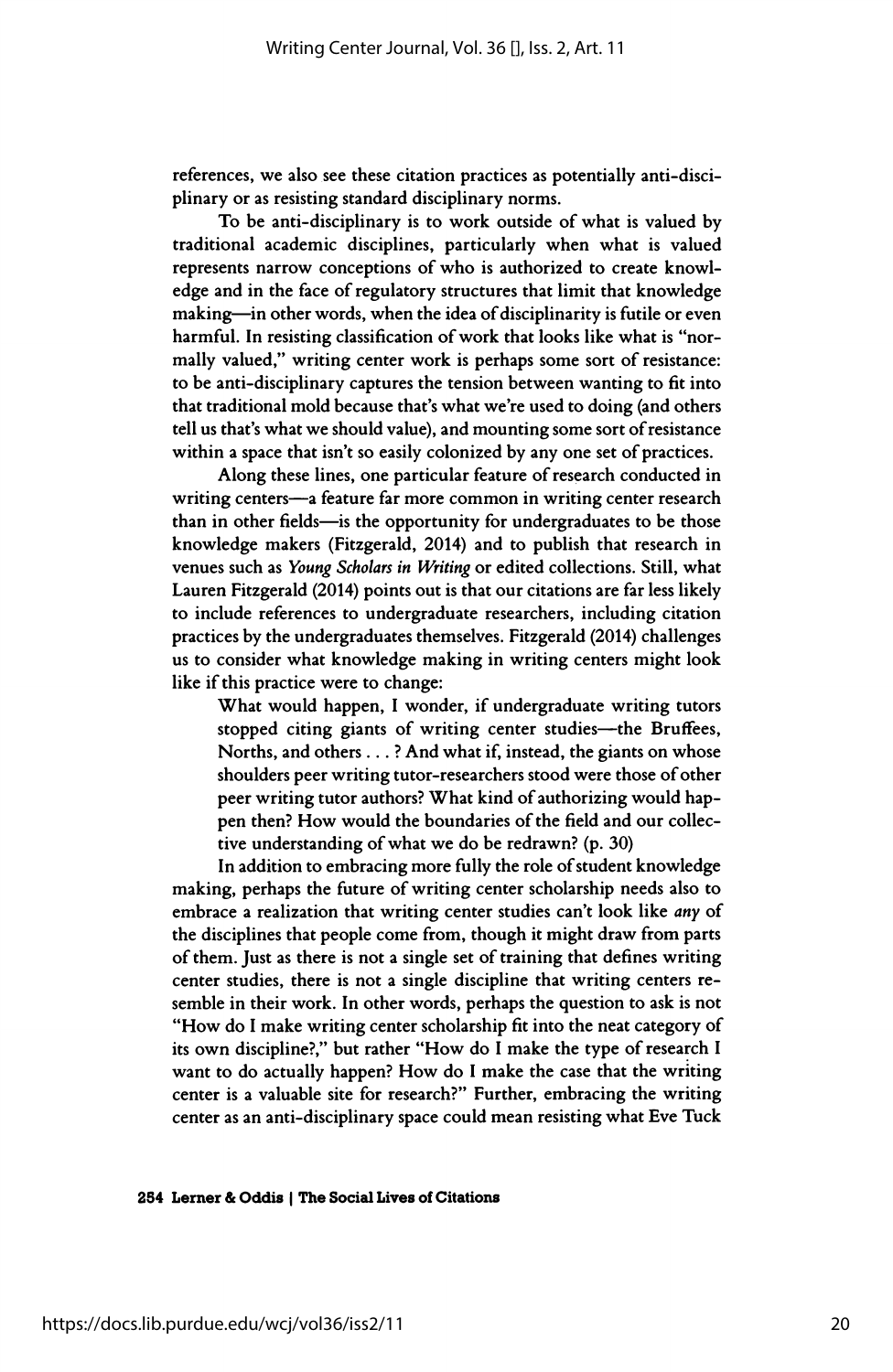references, we also see these citation practices as potentially anti-disciplinary or as resisting standard disciplinary norms.

To be anti-disciplinary is to work outside of what is valued by traditional academic disciplines, particularly when what is valued represents narrow conceptions of who is authorized to create knowledge and in the face of regulatory structures that limit that knowledge making—in other words, when the idea of disciplinarity is futile or even harmful. In resisting classification of work that looks like what is "normally valued," writing center work is perhaps some sort of resistance: to be anti-disciplinary captures the tension between wanting to fit into that traditional mold because that's what we're used to doing (and others tell us that's what we should value), and mounting some sort of resistance within a space that isn't so easily colonized by any one set of practices.

Along these lines, one particular feature of research conducted in writing centers—a feature far more common in writing center research than in other fields—is the opportunity for undergraduates to be those knowledge makers (Fitzgerald, 2014) and to publish that research in venues such as *Young Scholars in Writing* or edited collections. Still, what Lauren Fitzgerald (2014) points out is that our citations are far less likely to include references to undergraduate researchers, including citation practices by the undergraduates themselves. Fitzgerald (2014) challenges us to consider what knowledge making in writing centers might look like if this practice were to change:

> What would happen, I wonder, if undergraduate writing tutors stopped citing giants of writing center studies—the Bruffees, Norths, and others . . . ? And what if, instead, the giants on whose shoulders peer writing tutor-researchers stood were those of other peer writing tutor authors? What kind of authorizing would happen then? How would the boundaries of the field and our collective understanding of what we do be redrawn? (p. 30)

In addition to embracing more fully the role of student knowledge making, perhaps the future of writing center scholarship needs also to embrace a realization that writing center studies can't look like *any* of the disciplines that people come from, though it might draw from parts of them. Just as there is not a single set of training that defines writing center studies, there is not a single discipline that writing centers resemble in their work. In other words, perhaps the question to ask is not "How do I make writing center scholarship fit into the neat category of its own discipline?," but rather "How do I make the type of research I want to do actually happen? How do I make the case that the writing center is a valuable site for research?" Further, embracing the writing center as an anti-disciplinary space could mean resisting what Eve Tuck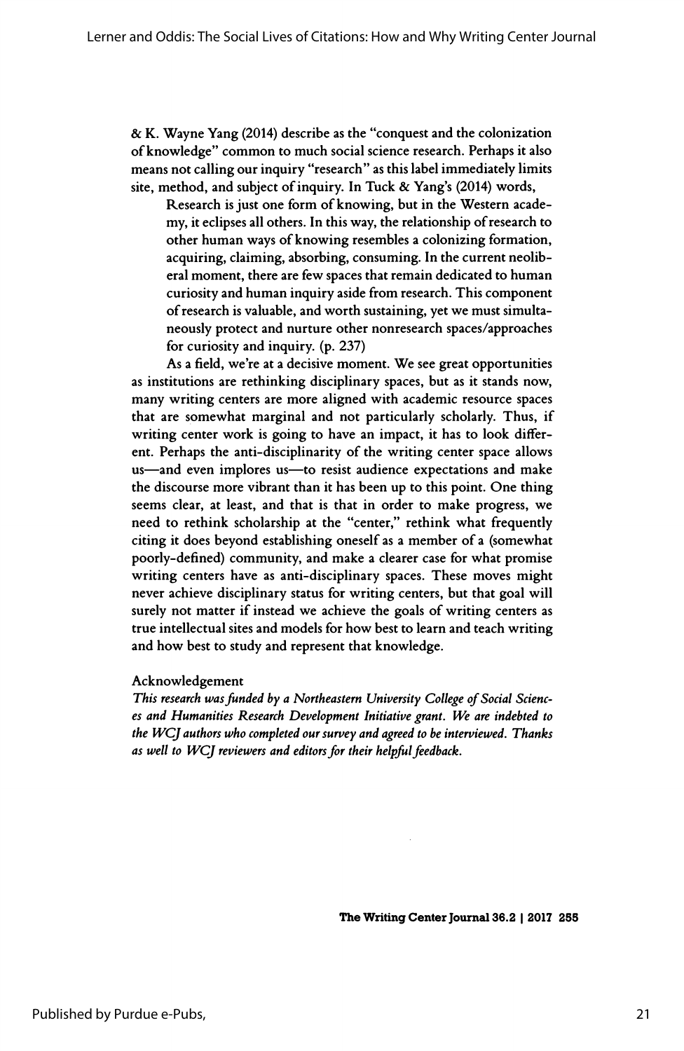& K. Wayne Yang (2014) describe as the "conquest and the colonization of knowledge" common to much social science research. Perhaps it also means not calling our inquiry "research" as this label immediately limits site, method, and subject of inquiry. In Tuck & Yang's (2014) words,

> Research is just one form of knowing, but in the Western academy, it eclipses all others. In this way, the relationship of research to other human ways of knowing resembles a colonizing formation, acquiring, claiming, absorbing, consuming. In the current neoliberal moment, there are few spaces that remain dedicated to human curiosity and human inquiry aside from research. This component of research is valuable, and worth sustaining, yet we must simultaneously protect and nurture other nonresearch spaces/approaches for curiosity and inquiry. (p. 237)

As a field, we're at a decisive moment. We see great opportunities as institutions are rethinking disciplinary spaces, but as it stands now, many writing centers are more aligned with academic resource spaces that are somewhat marginal and not particularly scholarly. Thus, if writing center work is going to have an impact, it has to look different. Perhaps the anti-disciplinarity of the writing center space allows us—and even implores us—to resist audience expectations and make the discourse more vibrant than it has been up to this point. One thing seems clear, at least, and that is that in order to make progress, we need to rethink scholarship at the "center," rethink what frequently citing it does beyond establishing oneself as a member of a (somewhat poorly-defined) community, and make a clearer case for what promise writing centers have as anti-disciplinary spaces. These moves might never achieve disciplinary status for writing centers, but that goal will surely not matter if instead we achieve the goals of writing centers as true intellectual sites and models for how best to learn and teach writing and how best to study and represent that knowledge.

Acknowledgement

*This research was funded by a Northeastern University College of Social Sciences and Humanities Research Development Initiative grant. We are indebted to the WCJ authors who completed our survey and agreed to be interviewed. Thanks as well to WCJ reviewers and editors for their helpful feedback.*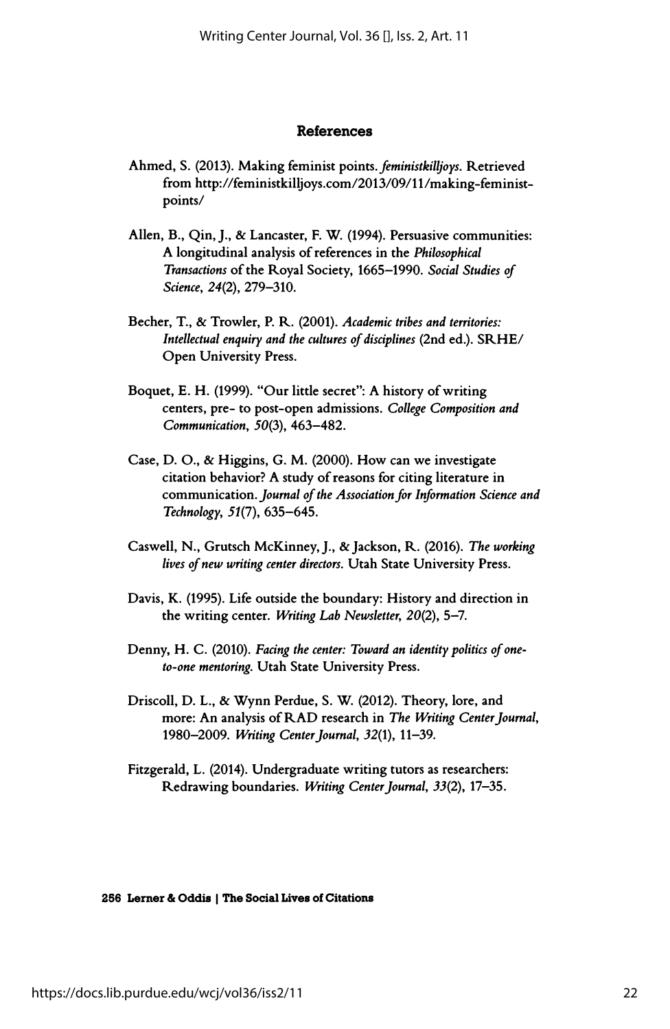## References

Ahmed, S. (2013). Making feminist points. *feministkilljoys*. Retrieved from http://feministkilljoys.com/2013/09/11/making-feminist-points/

Allen, B., Qin, J., & Lancaster, F. W. (1994). Persuasive communities: A longitudinal analysis of references in the *Philosophical Transactions* of the Royal Society, 1665–1990. *Social Studies of Science, 24*(2), 279–310.

Becher, T., & Trowler, P. R. (2001). *Academic tribes and territories: Intellectual enquiry and the cultures of disciplines* (2nd ed.). SRHE/ Open University Press.

Boquet, E. H. (1999). "Our little secret": A history of writing centers, pre- to post-open admissions. *College Composition and Communication, 50*(3), 463–482.

Case, D. O., & Higgins, G. M. (2000). How can we investigate citation behavior? A study of reasons for citing literature in communication. *Journal of the Association for Information Science and Technology, 51*(7), 635–645.

Caswell, N., Grutsch McKinney, J., & Jackson, R. (2016). *The working lives of new writing center directors.* Utah State University Press.

Davis, K. (1995). Life outside the boundary: History and direction in the writing center. *Writing Lab Newsletter, 20*(2), 5–7.

Denny, H. C. (2010). *Facing the center: Toward an identity politics of one-to-one mentoring.* Utah State University Press.

Driscoll, D. L., & Wynn Perdue, S. W. (2012). Theory, lore, and more: An analysis of RAD research in *The Writing Center Journal*, 1980–2009. *Writing Center Journal, 32*(1), 11–39.

Fitzgerald, L. (2014). Undergraduate writing tutors as researchers: Redrawing boundaries. *Writing Center Journal, 33*(2), 17–35.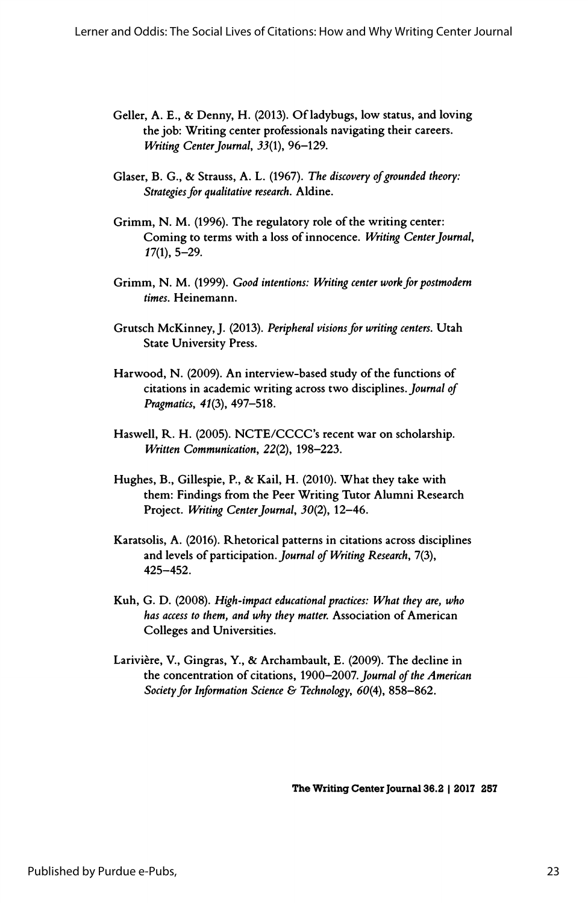Geller, A. E., & Denny, H. (2013). Of ladybugs, low status, and loving the job: Writing center professionals navigating their careers. *Writing Center Journal, 33*(1), 96–129.

Glaser, B. G., & Strauss, A. L. (1967). *The discovery of grounded theory: Strategies for qualitative research.* Aldine.

Grimm, N. M. (1996). The regulatory role of the writing center: Coming to terms with a loss of innocence. *Writing Center Journal, 17*(1), 5–29.

Grimm, N. M. (1999). *Good intentions: Writing center work for postmodern times.* Heinemann.

Grutsch McKinney, J. (2013). *Peripheral visions for writing centers.* Utah State University Press.

Harwood, N. (2009). An interview-based study of the functions of citations in academic writing across two disciplines. *Journal of Pragmatics, 41*(3), 497–518.

Haswell, R. H. (2005). NCTE/CCCC's recent war on scholarship. *Written Communication, 22*(2), 198–223.

Hughes, B., Gillespie, P., & Kail, H. (2010). What they take with them: Findings from the Peer Writing Tutor Alumni Research Project. *Writing Center Journal, 30*(2), 12–46.

Karatsolis, A. (2016). Rhetorical patterns in citations across disciplines and levels of participation. *Journal of Writing Research,* 7(3), 425–452.

Kuh, G. D. (2008). *High-impact educational practices: What they are, who has access to them, and why they matter.* Association of American Colleges and Universities.

Larivière, V., Gingras, Y., & Archambault, E. (2009). The decline in the concentration of citations, 1900–2007. *Journal of the American Society for Information Science & Technology, 60*(4), 858–862.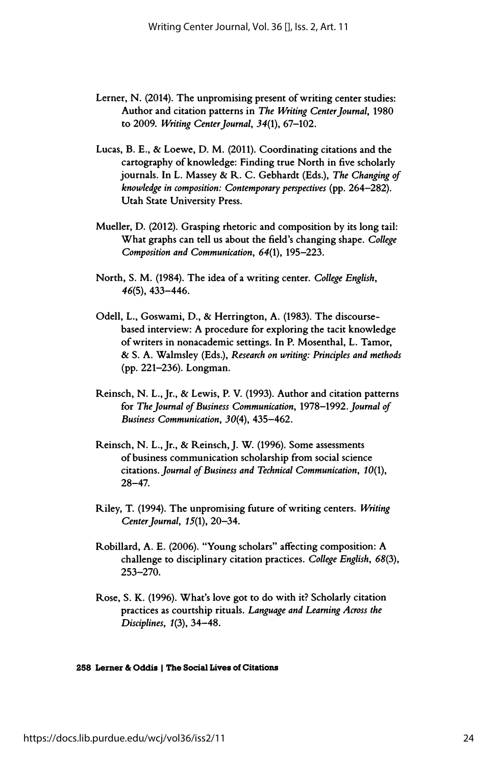Lerner, N. (2014). The unpromising present of writing center studies: Author and citation patterns in *The Writing Center Journal*, 1980 to 2009. *Writing Center Journal, 34*(1), 67–102.

Lucas, B. E., & Loewe, D. M. (2011). Coordinating citations and the cartography of knowledge: Finding true North in five scholarly journals. In L. Massey & R. C. Gebhardt (Eds.), *The Changing of knowledge in composition: Contemporary perspectives* (pp. 264–282). Utah State University Press.

Mueller, D. (2012). Grasping rhetoric and composition by its long tail: What graphs can tell us about the field's changing shape. *College Composition and Communication, 64*(1), 195–223.

North, S. M. (1984). The idea of a writing center. *College English, 46*(5), 433–446.

Odell, L., Goswami, D., & Herrington, A. (1983). The discourse-based interview: A procedure for exploring the tacit knowledge of writers in nonacademic settings. In P. Mosenthal, L. Tamor, & S. A. Walmsley (Eds.), *Research on writing: Principles and methods* (pp. 221–236). Longman.

Reinsch, N. L., Jr., & Lewis, P. V. (1993). Author and citation patterns for *The Journal of Business Communication*, 1978–1992. *Journal of Business Communication, 30*(4), 435–462.

Reinsch, N. L., Jr., & Reinsch, J. W. (1996). Some assessments of business communication scholarship from social science citations. *Journal of Business and Technical Communication, 10*(1), 28–47.

Riley, T. (1994). The unpromising future of writing centers. *Writing Center Journal, 15*(1), 20–34.

Robillard, A. E. (2006). "Young scholars" affecting composition: A challenge to disciplinary citation practices. *College English, 68*(3), 253–270.

Rose, S. K. (1996). What's love got to do with it? Scholarly citation practices as courtship rituals. *Language and Learning Across the Disciplines, 1*(3), 34–48.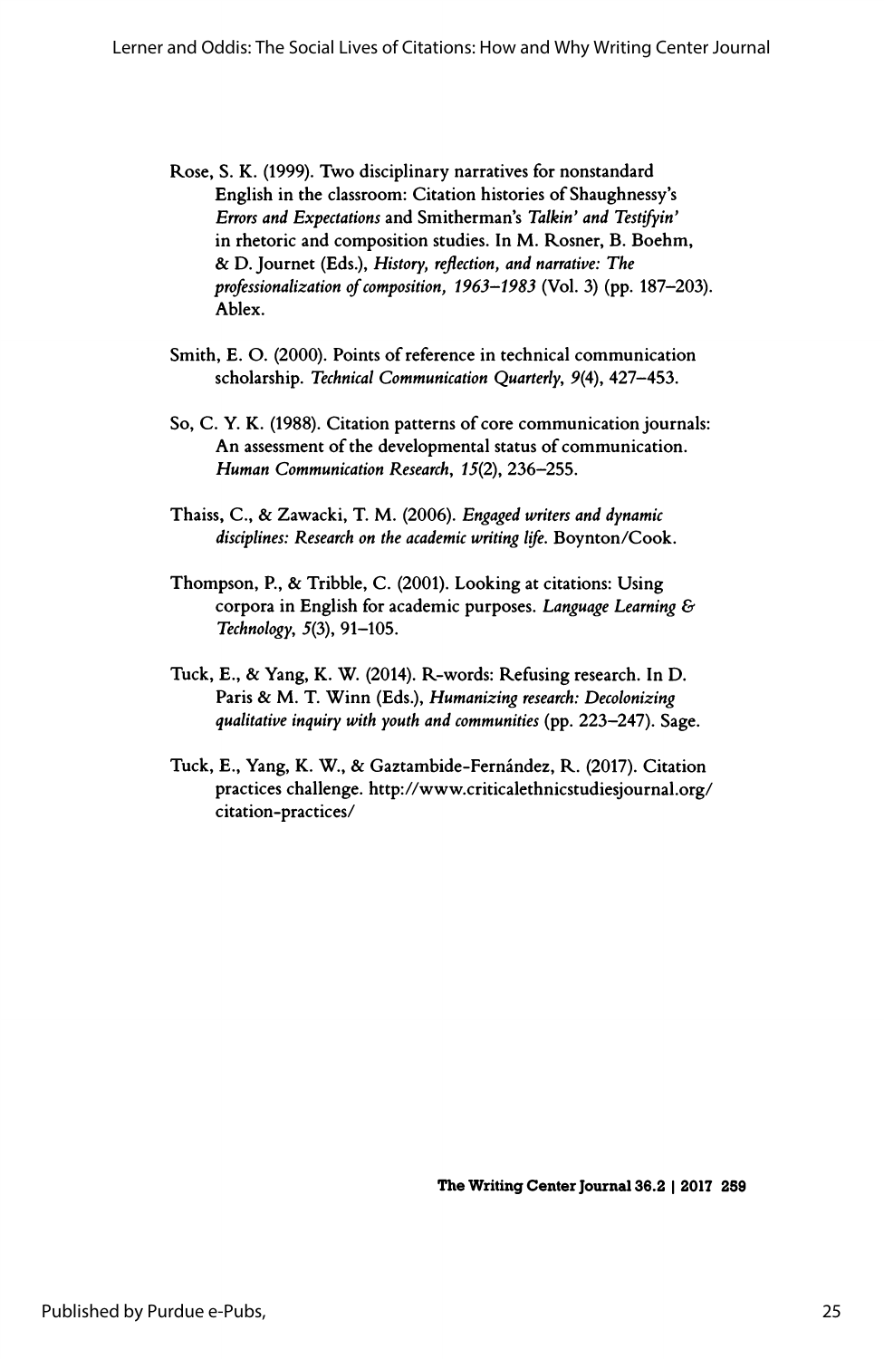Rose, S. K. (1999). Two disciplinary narratives for nonstandard English in the classroom: Citation histories of Shaughnessy's *Errors and Expectations* and Smitherman's *Talkin' and Testifyin'* in rhetoric and composition studies. In M. Rosner, B. Boehm, & D. Journet (Eds.), *History, reflection, and narrative: The professionalization of composition, 1963–1983* (Vol. 3) (pp. 187–203). Ablex.

Smith, E. O. (2000). Points of reference in technical communication scholarship. *Technical Communication Quarterly, 9*(4), 427–453.

So, C. Y. K. (1988). Citation patterns of core communication journals: An assessment of the developmental status of communication. *Human Communication Research, 15*(2), 236–255.

Thaiss, C., & Zawacki, T. M. (2006). *Engaged writers and dynamic disciplines: Research on the academic writing life.* Boynton/Cook.

Thompson, P., & Tribble, C. (2001). Looking at citations: Using corpora in English for academic purposes. *Language Learning & Technology, 5*(3), 91–105.

Tuck, E., & Yang, K. W. (2014). R-words: Refusing research. In D. Paris & M. T. Winn (Eds.), *Humanizing research: Decolonizing qualitative inquiry with youth and communities* (pp. 223–247). Sage.

Tuck, E., Yang, K. W., & Gaztambide-Fernández, R. (2017). Citation practices challenge. http://www.criticalethnicstudiesjournal.org/citation-practices/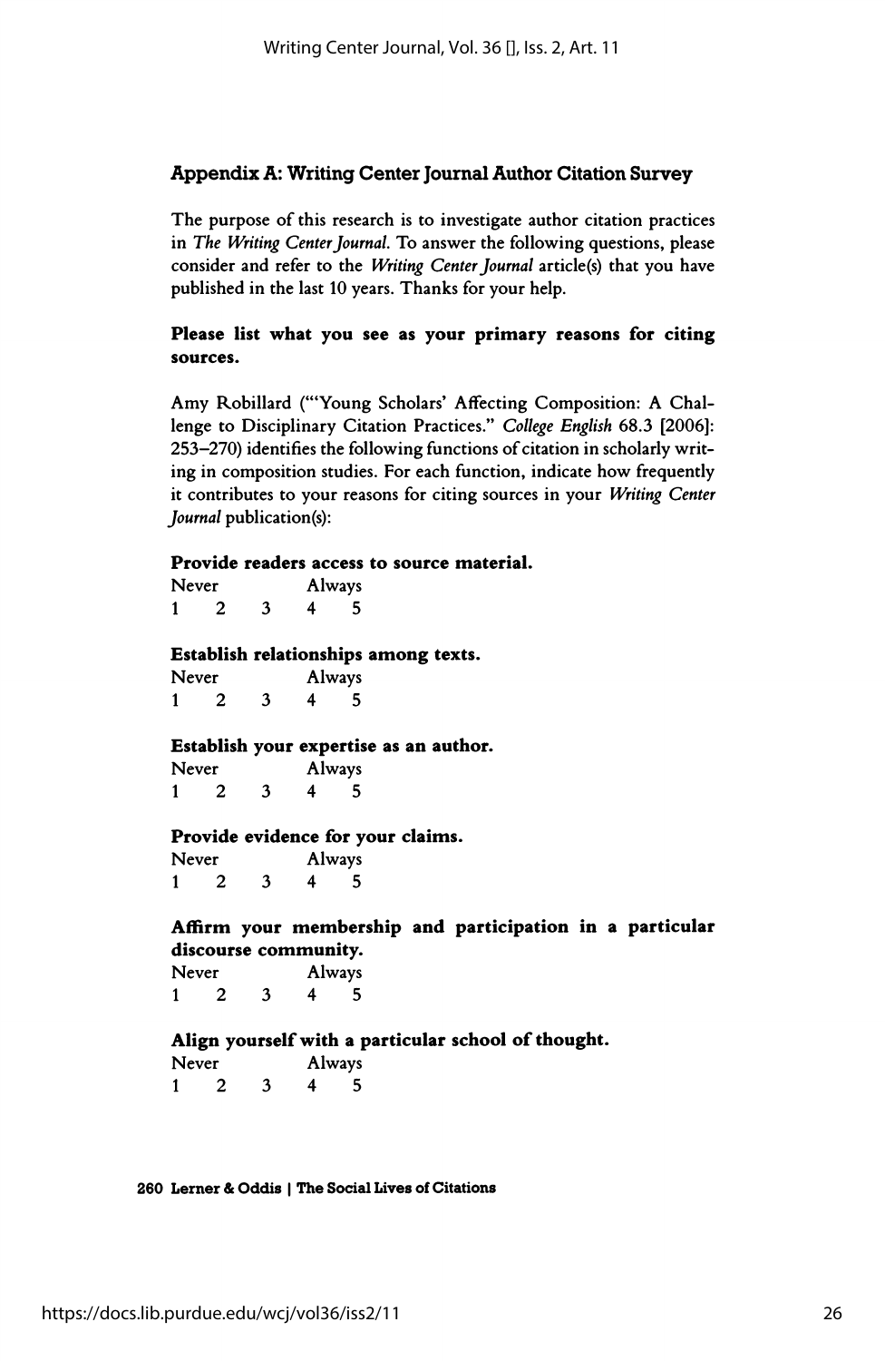## Appendix A: Writing Center Journal Author Citation Survey

The purpose of this research is to investigate author citation practices in *The Writing Center Journal*. To answer the following questions, please consider and refer to the *Writing Center Journal* article(s) that you have published in the last 10 years. Thanks for your help.

**Please list what you see as your primary reasons for citing sources.**

Amy Robillard ("'Young Scholars' Affecting Composition: A Challenge to Disciplinary Citation Practices." *College English* 68.3 [2006]: 253–270) identifies the following functions of citation in scholarly writing in composition studies. For each function, indicate how frequently it contributes to your reasons for citing sources in your *Writing Center Journal* publication(s):

**Provide readers access to source material.**

Never Always
1 2 3 4 5

**Establish relationships among texts.**

Never Always
1 2 3 4 5

**Establish your expertise as an author.**

Never Always
1 2 3 4 5

**Provide evidence for your claims.**

Never Always
1 2 3 4 5

**Affirm your membership and participation in a particular discourse community.**

Never Always
1 2 3 4 5

**Align yourself with a particular school of thought.**

Never Always
1 2 3 4 5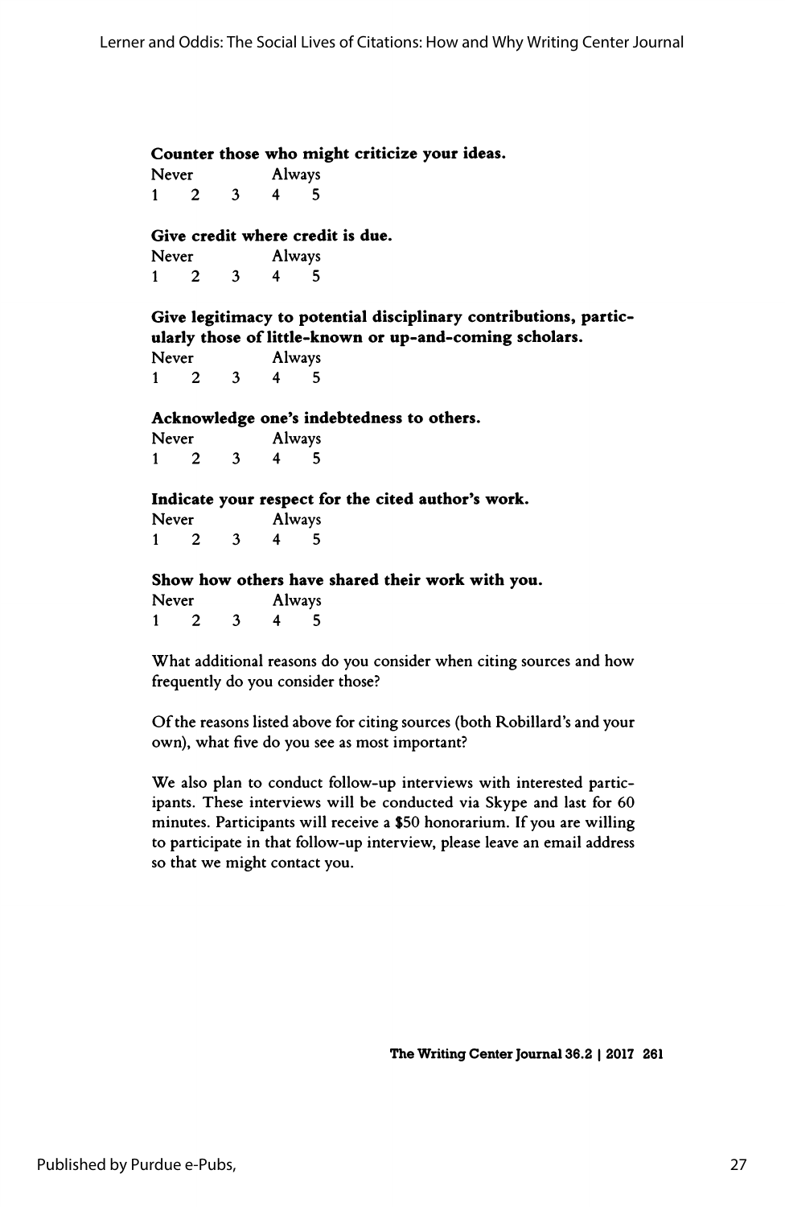**Counter those who might criticize your ideas.**

Never Always

1 2 3 4 5

**Give credit where credit is due.**

Never Always

1 2 3 4 5

**Give legitimacy to potential disciplinary contributions, particularly those of little-known or up-and-coming scholars.**

Never Always

1 2 3 4 5

**Acknowledge one's indebtedness to others.**

Never Always

1 2 3 4 5

**Indicate your respect for the cited author's work.**

Never Always

1 2 3 4 5

**Show how others have shared their work with you.**

Never Always

1 2 3 4 5

What additional reasons do you consider when citing sources and how frequently do you consider those?

Of the reasons listed above for citing sources (both Robillard's and your own), what five do you see as most important?

We also plan to conduct follow-up interviews with interested participants. These interviews will be conducted via Skype and last for 60 minutes. Participants will receive a $50 honorarium. If you are willing to participate in that follow-up interview, please leave an email address so that we might contact you.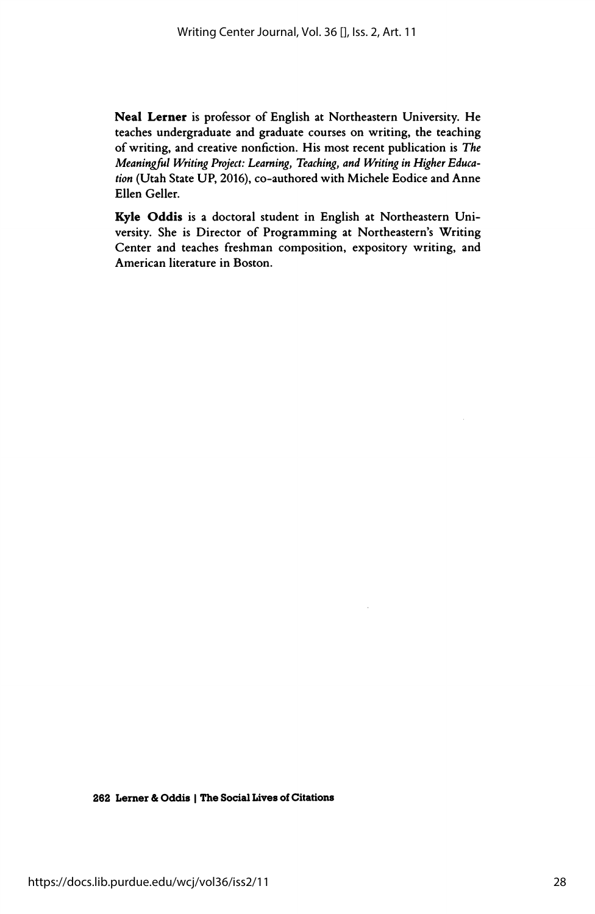**Neal Lerner** is professor of English at Northeastern University. He teaches undergraduate and graduate courses on writing, the teaching of writing, and creative nonfiction. His most recent publication is *The Meaningful Writing Project: Learning, Teaching, and Writing in Higher Education* (Utah State UP, 2016), co-authored with Michele Eodice and Anne Ellen Geller.

**Kyle Oddis** is a doctoral student in English at Northeastern University. She is Director of Programming at Northeastern's Writing Center and teaches freshman composition, expository writing, and American literature in Boston.